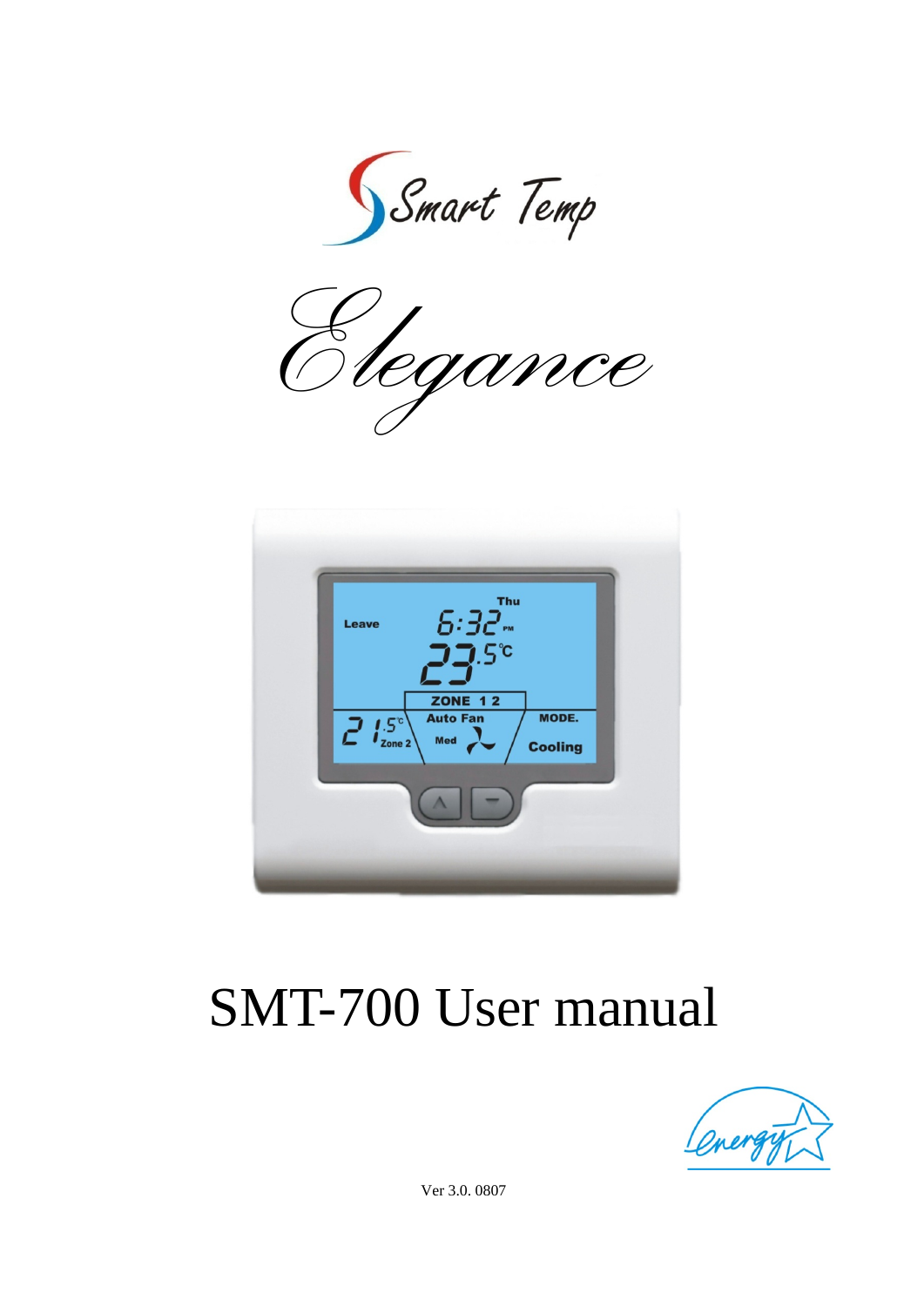Smart Temp

Elegance

# SMT-700 User manual

Ver 3.0. 0807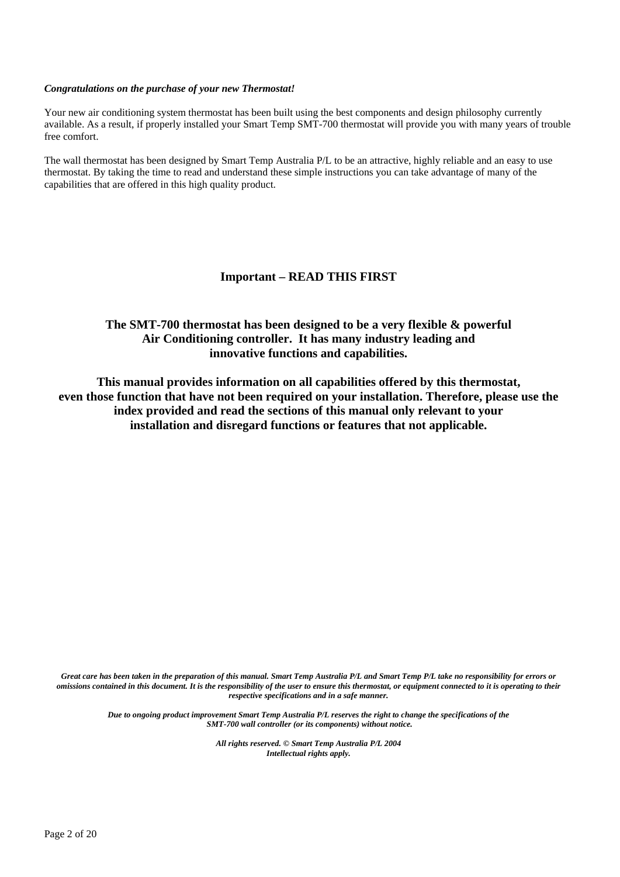***Congratulations on the purchase of your new Thermostat!***

Your new air conditioning system thermostat has been built using the best components and design philosophy currently available. As a result, if properly installed your Smart Temp SMT-700 thermostat will provide you with many years of trouble free comfort.

The wall thermostat has been designed by Smart Temp Australia P/L to be an attractive, highly reliable and an easy to use thermostat. By taking the time to read and understand these simple instructions you can take advantage of many of the capabilities that are offered in this high quality product.

## Important – READ THIS FIRST

**The SMT-700 thermostat has been designed to be a very flexible & powerful Air Conditioning controller. It has many industry leading and innovative functions and capabilities.**

**This manual provides information on all capabilities offered by this thermostat, even those function that have not been required on your installation. Therefore, please use the index provided and read the sections of this manual only relevant to your installation and disregard functions or features that not applicable.**

***Great care has been taken in the preparation of this manual. Smart Temp Australia P/L and Smart Temp P/L take no responsibility for errors or omissions contained in this document. It is the responsibility of the user to ensure this thermostat, or equipment connected to it is operating to their respective specifications and in a safe manner.***

***Due to ongoing product improvement Smart Temp Australia P/L reserves the right to change the specifications of the SMT-700 wall controller (or its components) without notice.***

***All rights reserved. © Smart Temp Australia P/L 2004***
***Intellectual rights apply.***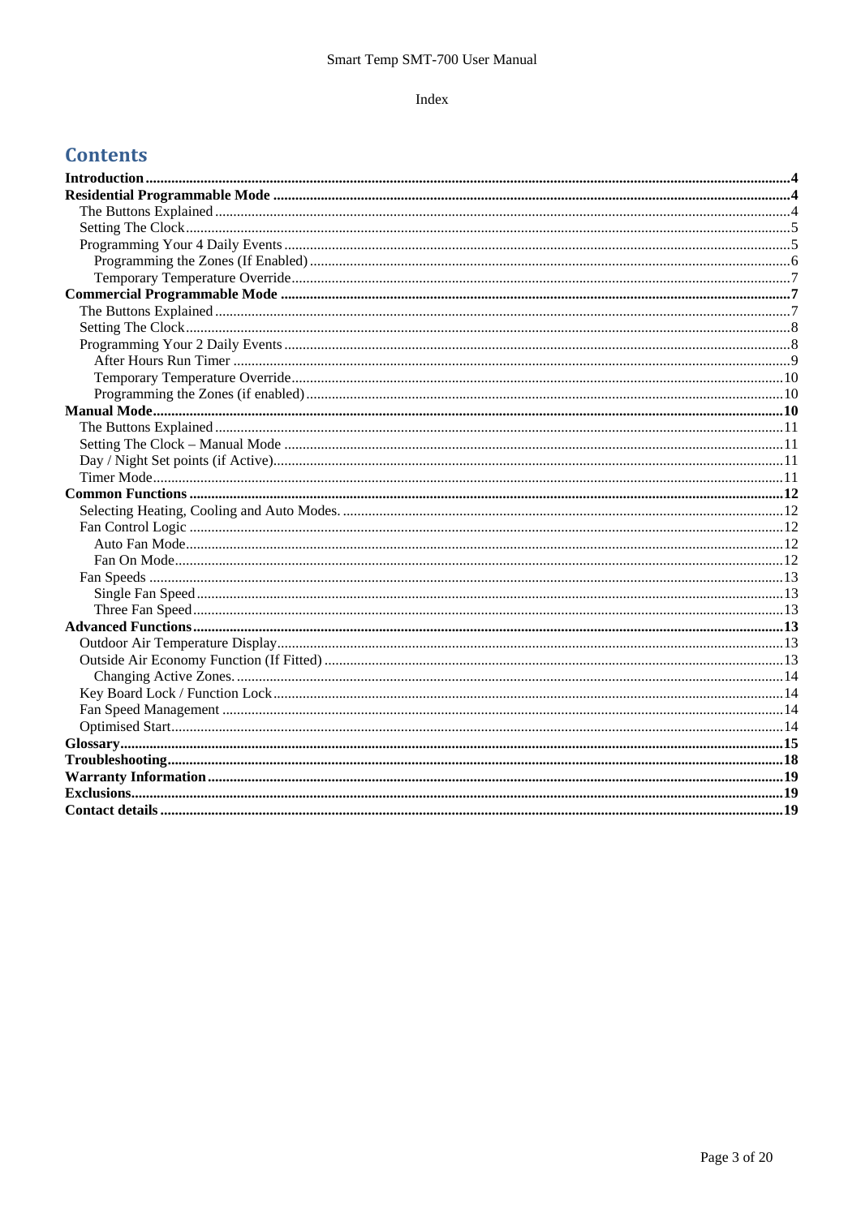Index

# Contents

**Introduction** .... **4**

**Residential Programmable Mode** .... **4**

- The Buttons Explained .... 4
- Setting The Clock .... 5
- Programming Your 4 Daily Events .... 5
  - Programming the Zones (If Enabled) .... 6
  - Temporary Temperature Override .... 7

**Commercial Programmable Mode** .... **7**

- The Buttons Explained .... 7
- Setting The Clock .... 8
- Programming Your 2 Daily Events .... 8
  - After Hours Run Timer .... 9
  - Temporary Temperature Override .... 10
  - Programming the Zones (if enabled) .... 10

**Manual Mode** .... **10**

- The Buttons Explained .... 11
- Setting The Clock – Manual Mode .... 11
- Day / Night Set points (if Active) .... 11
- Timer Mode .... 11

**Common Functions** .... **12**

- Selecting Heating, Cooling and Auto Modes. .... 12
- Fan Control Logic .... 12
  - Auto Fan Mode .... 12
  - Fan On Mode .... 12
- Fan Speeds .... 13
  - Single Fan Speed .... 13
  - Three Fan Speed .... 13

**Advanced Functions** .... **13**

- Outdoor Air Temperature Display .... 13
- Outside Air Economy Function (If Fitted) .... 13
  - Changing Active Zones. .... 14
- Key Board Lock / Function Lock .... 14
- Fan Speed Management .... 14
- Optimised Start .... 14

**Glossary** .... **15**

**Troubleshooting** .... **18**

**Warranty Information** .... **19**

**Exclusions** .... **19**

**Contact details** .... **19**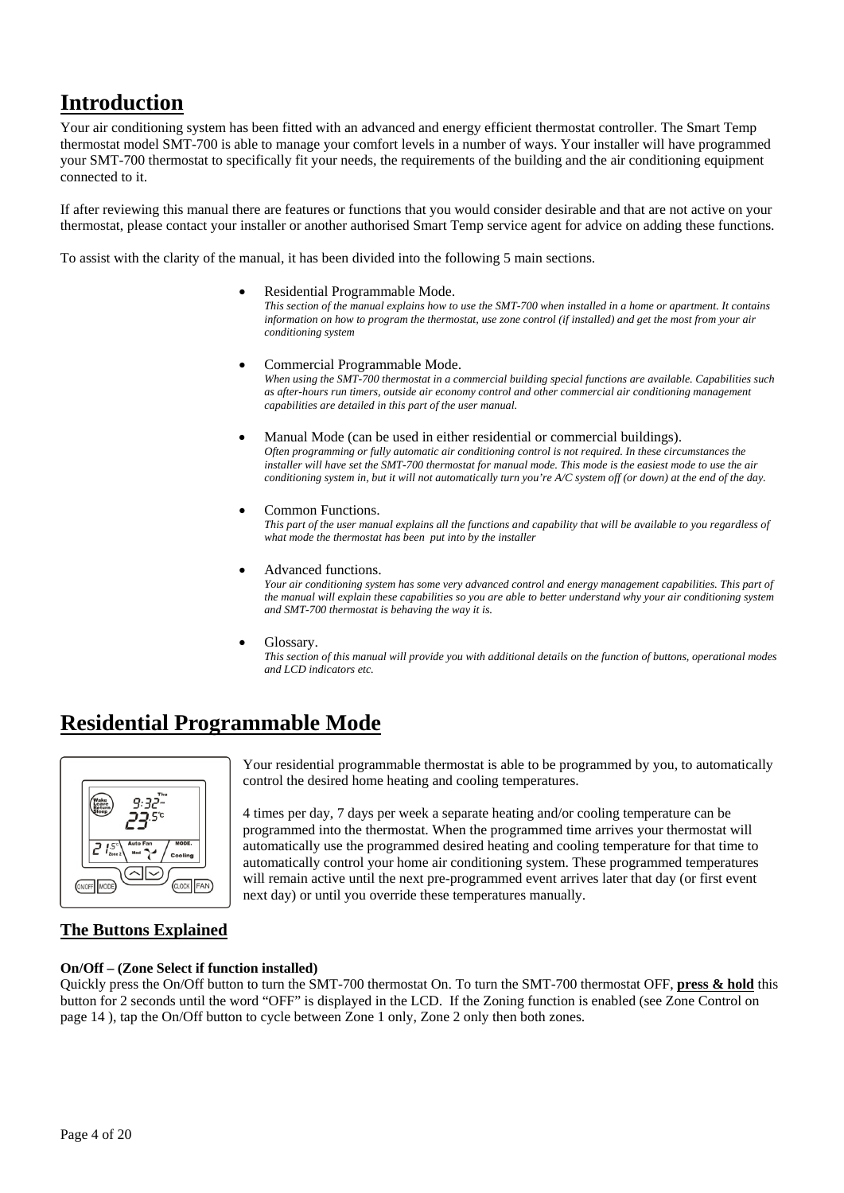# Introduction

Your air conditioning system has been fitted with an advanced and energy efficient thermostat controller. The Smart Temp thermostat model SMT-700 is able to manage your comfort levels in a number of ways. Your installer will have programmed your SMT-700 thermostat to specifically fit your needs, the requirements of the building and the air conditioning equipment connected to it.

If after reviewing this manual there are features or functions that you would consider desirable and that are not active on your thermostat, please contact your installer or another authorised Smart Temp service agent for advice on adding these functions.

To assist with the clarity of the manual, it has been divided into the following 5 main sections.

- Residential Programmable Mode.
  *This section of the manual explains how to use the SMT-700 when installed in a home or apartment. It contains information on how to program the thermostat, use zone control (if installed) and get the most from your air conditioning system*

- Commercial Programmable Mode.
  *When using the SMT-700 thermostat in a commercial building special functions are available. Capabilities such as after-hours run timers, outside air economy control and other commercial air conditioning management capabilities are detailed in this part of the user manual.*

- Manual Mode (can be used in either residential or commercial buildings).
  *Often programming or fully automatic air conditioning control is not required. In these circumstances the installer will have set the SMT-700 thermostat for manual mode. This mode is the easiest mode to use the air conditioning system in, but it will not automatically turn you're A/C system off (or down) at the end of the day.*

- Common Functions.
  *This part of the user manual explains all the functions and capability that will be available to you regardless of what mode the thermostat has been put into by the installer*

- Advanced functions.
  *Your air conditioning system has some very advanced control and energy management capabilities. This part of the manual will explain these capabilities so you are able to better understand why your air conditioning system and SMT-700 thermostat is behaving the way it is.*

- Glossary.
  *This section of this manual will provide you with additional details on the function of buttons, operational modes and LCD indicators etc.*

# Residential Programmable Mode

Your residential programmable thermostat is able to be programmed by you, to automatically control the desired home heating and cooling temperatures.

4 times per day, 7 days per week a separate heating and/or cooling temperature can be programmed into the thermostat. When the programmed time arrives your thermostat will automatically use the programmed desired heating and cooling temperature for that time to automatically control your home air conditioning system. These programmed temperatures will remain active until the next pre-programmed event arrives later that day (or first event next day) or until you override these temperatures manually.

## The Buttons Explained

**On/Off – (Zone Select if function installed)**

Quickly press the On/Off button to turn the SMT-700 thermostat On. To turn the SMT-700 thermostat OFF, **press & hold** this button for 2 seconds until the word "OFF" is displayed in the LCD. If the Zoning function is enabled (see Zone Control on page 14 ), tap the On/Off button to cycle between Zone 1 only, Zone 2 only then both zones.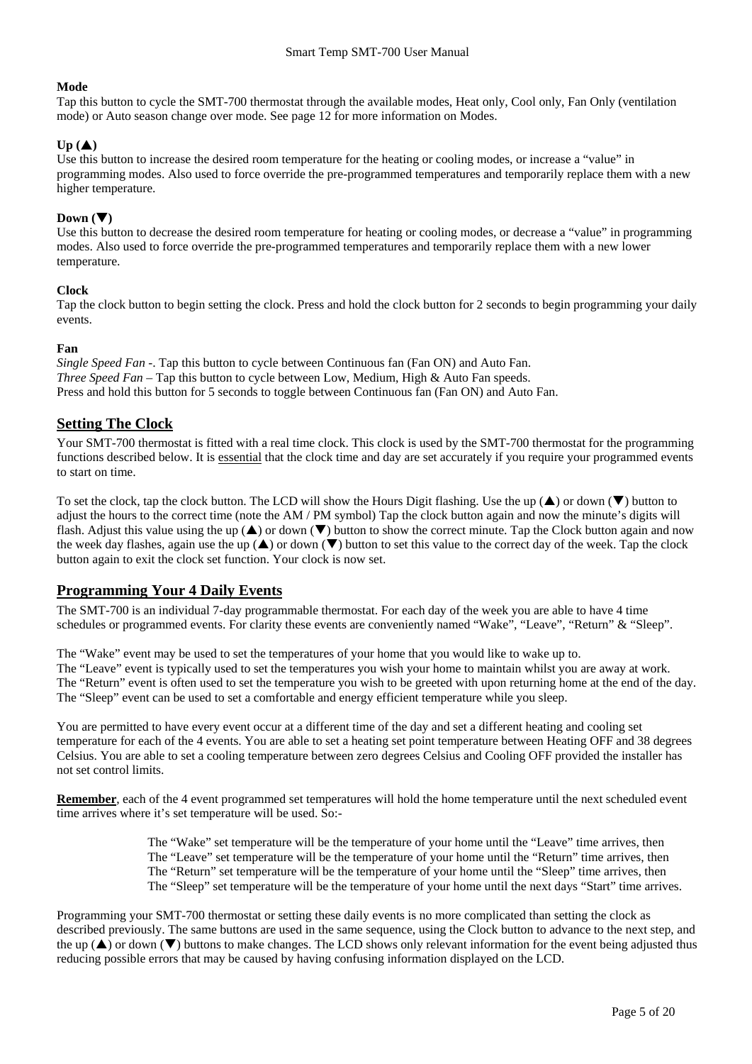**Mode**
Tap this button to cycle the SMT-700 thermostat through the available modes, Heat only, Cool only, Fan Only (ventilation mode) or Auto season change over mode. See page 12 for more information on Modes.

**Up (▲)**
Use this button to increase the desired room temperature for the heating or cooling modes, or increase a "value" in programming modes. Also used to force override the pre-programmed temperatures and temporarily replace them with a new higher temperature.

**Down (▼)**
Use this button to decrease the desired room temperature for heating or cooling modes, or decrease a "value" in programming modes. Also used to force override the pre-programmed temperatures and temporarily replace them with a new lower temperature.

**Clock**
Tap the clock button to begin setting the clock. Press and hold the clock button for 2 seconds to begin programming your daily events.

**Fan**
*Single Speed Fan* -. Tap this button to cycle between Continuous fan (Fan ON) and Auto Fan.
*Three Speed Fan* – Tap this button to cycle between Low, Medium, High & Auto Fan speeds.
Press and hold this button for 5 seconds to toggle between Continuous fan (Fan ON) and Auto Fan.

## <u>Setting The Clock</u>

Your SMT-700 thermostat is fitted with a real time clock. This clock is used by the SMT-700 thermostat for the programming functions described below. It is <u>essential</u> that the clock time and day are set accurately if you require your programmed events to start on time.

To set the clock, tap the clock button. The LCD will show the Hours Digit flashing. Use the up (▲) or down (▼) button to adjust the hours to the correct time (note the AM / PM symbol) Tap the clock button again and now the minute's digits will flash. Adjust this value using the up (▲) or down (▼) button to show the correct minute. Tap the Clock button again and now the week day flashes, again use the up (▲) or down (▼) button to set this value to the correct day of the week. Tap the clock button again to exit the clock set function. Your clock is now set.

## <u>Programming Your 4 Daily Events</u>

The SMT-700 is an individual 7-day programmable thermostat. For each day of the week you are able to have 4 time schedules or programmed events. For clarity these events are conveniently named "Wake", "Leave", "Return" & "Sleep".

The "Wake" event may be used to set the temperatures of your home that you would like to wake up to.
The "Leave" event is typically used to set the temperatures you wish your home to maintain whilst you are away at work.
The "Return" event is often used to set the temperature you wish to be greeted with upon returning home at the end of the day.
The "Sleep" event can be used to set a comfortable and energy efficient temperature while you sleep.

You are permitted to have every event occur at a different time of the day and set a different heating and cooling set temperature for each of the 4 events. You are able to set a heating set point temperature between Heating OFF and 38 degrees Celsius. You are able to set a cooling temperature between zero degrees Celsius and Cooling OFF provided the installer has not set control limits.

**<u>Remember</u>**, each of the 4 event programmed set temperatures will hold the home temperature until the next scheduled event time arrives where it's set temperature will be used. So:-

> The "Wake" set temperature will be the temperature of your home until the "Leave" time arrives, then
> The "Leave" set temperature will be the temperature of your home until the "Return" time arrives, then
> The "Return" set temperature will be the temperature of your home until the "Sleep" time arrives, then
> The "Sleep" set temperature will be the temperature of your home until the next days "Start" time arrives.

Programming your SMT-700 thermostat or setting these daily events is no more complicated than setting the clock as described previously. The same buttons are used in the same sequence, using the Clock button to advance to the next step, and the up (▲) or down (▼) buttons to make changes. The LCD shows only relevant information for the event being adjusted thus reducing possible errors that may be caused by having confusing information displayed on the LCD.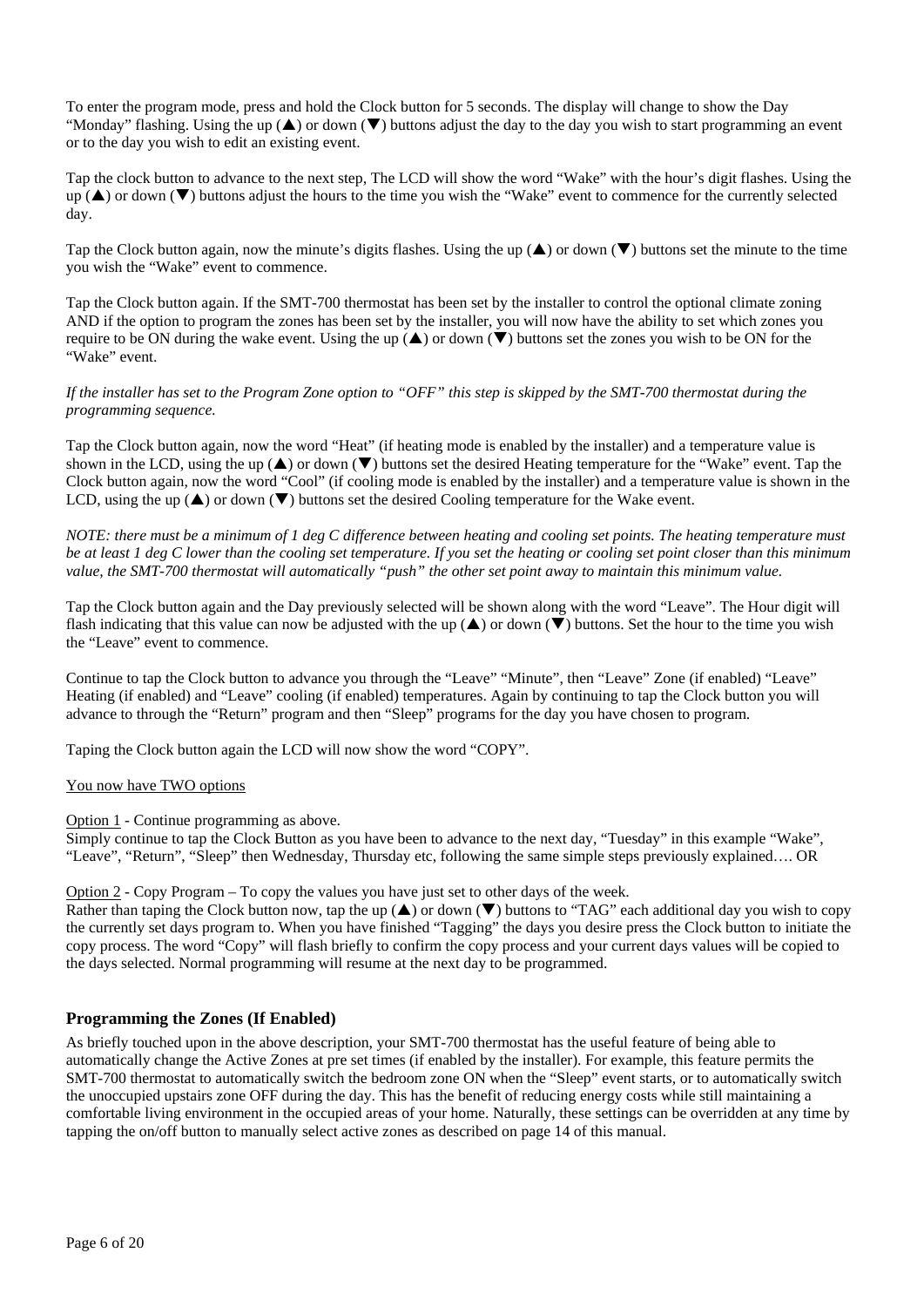To enter the program mode, press and hold the Clock button for 5 seconds. The display will change to show the Day "Monday" flashing. Using the up (▲) or down (▼) buttons adjust the day to the day you wish to start programming an event or to the day you wish to edit an existing event.

Tap the clock button to advance to the next step, The LCD will show the word "Wake" with the hour's digit flashes. Using the up (▲) or down (▼) buttons adjust the hours to the time you wish the "Wake" event to commence for the currently selected day.

Tap the Clock button again, now the minute's digits flashes. Using the up (▲) or down (▼) buttons set the minute to the time you wish the "Wake" event to commence.

Tap the Clock button again. If the SMT-700 thermostat has been set by the installer to control the optional climate zoning AND if the option to program the zones has been set by the installer, you will now have the ability to set which zones you require to be ON during the wake event. Using the up (▲) or down (▼) buttons set the zones you wish to be ON for the "Wake" event.

*If the installer has set to the Program Zone option to "OFF" this step is skipped by the SMT-700 thermostat during the programming sequence.*

Tap the Clock button again, now the word "Heat" (if heating mode is enabled by the installer) and a temperature value is shown in the LCD, using the up (▲) or down (▼) buttons set the desired Heating temperature for the "Wake" event. Tap the Clock button again, now the word "Cool" (if cooling mode is enabled by the installer) and a temperature value is shown in the LCD, using the up (▲) or down (▼) buttons set the desired Cooling temperature for the Wake event.

*NOTE: there must be a minimum of 1 deg C difference between heating and cooling set points. The heating temperature must be at least 1 deg C lower than the cooling set temperature. If you set the heating or cooling set point closer than this minimum value, the SMT-700 thermostat will automatically "push" the other set point away to maintain this minimum value.*

Tap the Clock button again and the Day previously selected will be shown along with the word "Leave". The Hour digit will flash indicating that this value can now be adjusted with the up (▲) or down (▼) buttons. Set the hour to the time you wish the "Leave" event to commence.

Continue to tap the Clock button to advance you through the "Leave" "Minute", then "Leave" Zone (if enabled) "Leave" Heating (if enabled) and "Leave" cooling (if enabled) temperatures. Again by continuing to tap the Clock button you will advance to through the "Return" program and then "Sleep" programs for the day you have chosen to program.

Taping the Clock button again the LCD will now show the word "COPY".

<u>You now have TWO options</u>

<u>Option 1</u> - Continue programming as above.
Simply continue to tap the Clock Button as you have been to advance to the next day, "Tuesday" in this example "Wake", "Leave", "Return", "Sleep" then Wednesday, Thursday etc, following the same simple steps previously explained…. OR

<u>Option 2</u> - Copy Program – To copy the values you have just set to other days of the week.
Rather than taping the Clock button now, tap the up (▲) or down (▼) buttons to "TAG" each additional day you wish to copy the currently set days program to. When you have finished "Tagging" the days you desire press the Clock button to initiate the copy process. The word "Copy" will flash briefly to confirm the copy process and your current days values will be copied to the days selected. Normal programming will resume at the next day to be programmed.

## Programming the Zones (If Enabled)

As briefly touched upon in the above description, your SMT-700 thermostat has the useful feature of being able to automatically change the Active Zones at pre set times (if enabled by the installer). For example, this feature permits the SMT-700 thermostat to automatically switch the bedroom zone ON when the "Sleep" event starts, or to automatically switch the unoccupied upstairs zone OFF during the day. This has the benefit of reducing energy costs while still maintaining a comfortable living environment in the occupied areas of your home. Naturally, these settings can be overridden at any time by tapping the on/off button to manually select active zones as described on page 14 of this manual.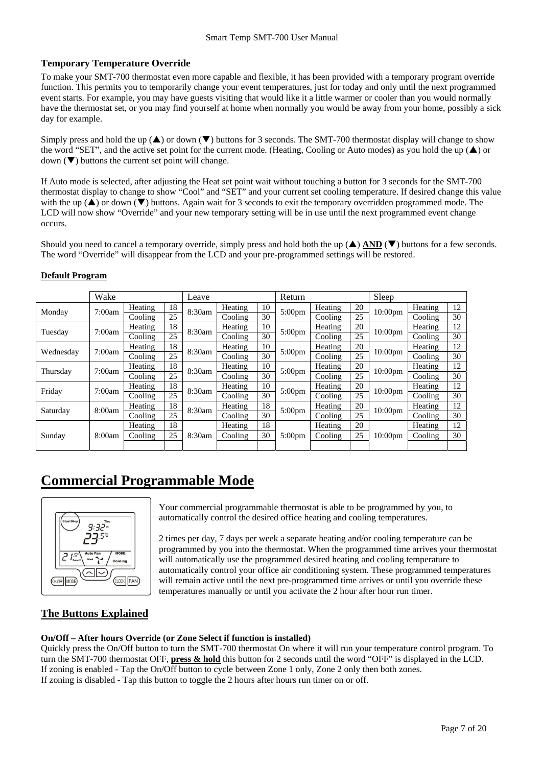### Temporary Temperature Override

To make your SMT-700 thermostat even more capable and flexible, it has been provided with a temporary program override function. This permits you to temporarily change your event temperatures, just for today and only until the next programmed event starts. For example, you may have guests visiting that would like it a little warmer or cooler than you would normally have the thermostat set, or you may find yourself at home when normally you would be away from your home, possibly a sick day for example.

Simply press and hold the up (▲) or down (▼) buttons for 3 seconds. The SMT-700 thermostat display will change to show the word "SET", and the active set point for the current mode. (Heating, Cooling or Auto modes) as you hold the up (▲) or down (▼) buttons the current set point will change.

If Auto mode is selected, after adjusting the Heat set point wait without touching a button for 3 seconds for the SMT-700 thermostat display to change to show "Cool" and "SET" and your current set cooling temperature. If desired change this value with the up (▲) or down (▼) buttons. Again wait for 3 seconds to exit the temporary overridden programmed mode. The LCD will now show "Override" and your new temporary setting will be in use until the next programmed event change occurs.

Should you need to cancel a temporary override, simply press and hold both the up (▲) **AND** (▼) buttons for a few seconds. The word "Override" will disappear from the LCD and your pre-programmed settings will be restored.

**Default Program**

| | Wake | | | Leave | | | Return | | | Sleep | | |
|---|---|---|---|---|---|---|---|---|---|---|---|---|
| Monday | 7:00am | Heating | 18 | 8:30am | Heating | 10 | 5:00pm | Heating | 20 | 10:00pm | Heating | 12 |
| | | Cooling | 25 | | Cooling | 30 | | Cooling | 25 | | Cooling | 30 |
| Tuesday | 7:00am | Heating | 18 | 8:30am | Heating | 10 | 5:00pm | Heating | 20 | 10:00pm | Heating | 12 |
| | | Cooling | 25 | | Cooling | 30 | | Cooling | 25 | | Cooling | 30 |
| Wednesday | 7:00am | Heating | 18 | 8:30am | Heating | 10 | 5:00pm | Heating | 20 | 10:00pm | Heating | 12 |
| | | Cooling | 25 | | Cooling | 30 | | Cooling | 25 | | Cooling | 30 |
| Thursday | 7:00am | Heating | 18 | 8:30am | Heating | 10 | 5:00pm | Heating | 20 | 10:00pm | Heating | 12 |
| | | Cooling | 25 | | Cooling | 30 | | Cooling | 25 | | Cooling | 30 |
| Friday | 7:00am | Heating | 18 | 8:30am | Heating | 10 | 5:00pm | Heating | 20 | 10:00pm | Heating | 12 |
| | | Cooling | 25 | | Cooling | 30 | | Cooling | 25 | | Cooling | 30 |
| Saturday | 8:00am | Heating | 18 | 8:30am | Heating | 18 | 5:00pm | Heating | 20 | 10:00pm | Heating | 12 |
| | | Cooling | 25 | | Cooling | 30 | | Cooling | 25 | | Cooling | 30 |
| Sunday | 8:00am | Heating | 18 | 8:30am | Heating | 18 | 5:00pm | Heating | 20 | 10:00pm | Heating | 12 |
| | | Cooling | 25 | | Cooling | 30 | | Cooling | 25 | | Cooling | 30 |

## Commercial Programmable Mode

Your commercial programmable thermostat is able to be programmed by you, to automatically control the desired office heating and cooling temperatures.

2 times per day, 7 days per week a separate heating and/or cooling temperature can be programmed by you into the thermostat. When the programmed time arrives your thermostat will automatically use the programmed desired heating and cooling temperature to automatically control your office air conditioning system. These programmed temperatures will remain active until the next pre-programmed time arrives or until you override these temperatures manually or until you activate the 2 hour after hour run timer.

### The Buttons Explained

**On/Off – After hours Override (or Zone Select if function is installed)**

Quickly press the On/Off button to turn the SMT-700 thermostat On where it will run your temperature control program. To turn the SMT-700 thermostat OFF, **press & hold** this button for 2 seconds until the word "OFF" is displayed in the LCD.
If zoning is enabled - Tap the On/Off button to cycle between Zone 1 only, Zone 2 only then both zones.
If zoning is disabled - Tap this button to toggle the 2 hours after hours run timer on or off.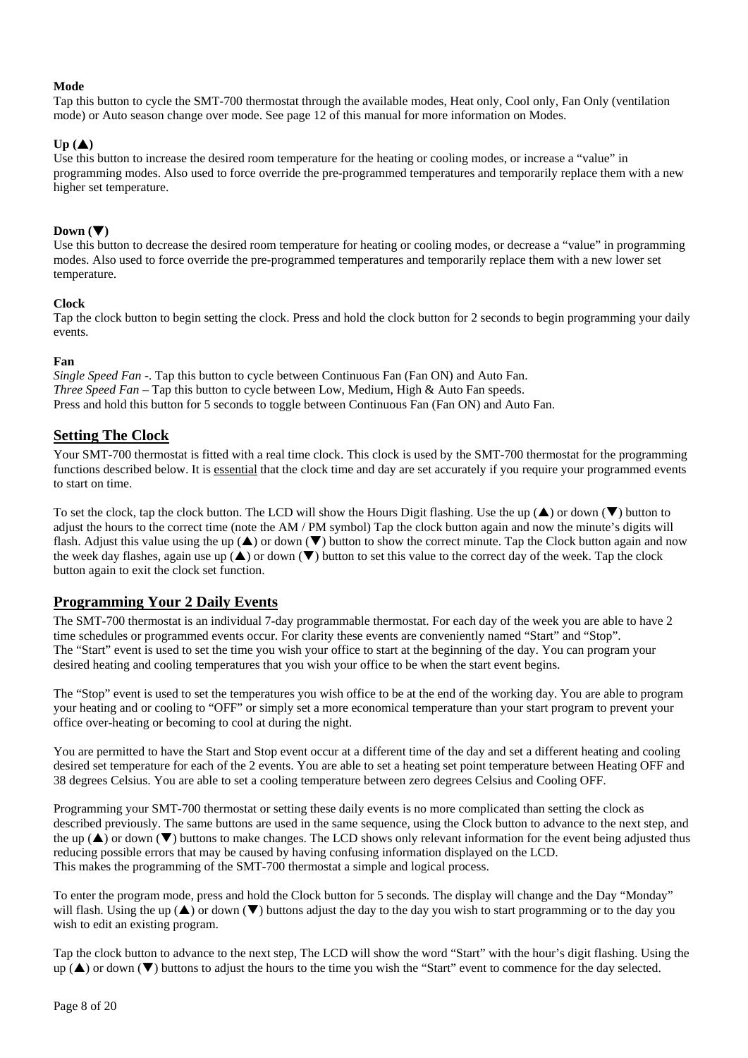**Mode**

Tap this button to cycle the SMT-700 thermostat through the available modes, Heat only, Cool only, Fan Only (ventilation mode) or Auto season change over mode. See page 12 of this manual for more information on Modes.

**Up (▲)**

Use this button to increase the desired room temperature for the heating or cooling modes, or increase a "value" in programming modes. Also used to force override the pre-programmed temperatures and temporarily replace them with a new higher set temperature.

**Down (▼)**

Use this button to decrease the desired room temperature for heating or cooling modes, or decrease a "value" in programming modes. Also used to force override the pre-programmed temperatures and temporarily replace them with a new lower set temperature.

**Clock**

Tap the clock button to begin setting the clock. Press and hold the clock button for 2 seconds to begin programming your daily events.

**Fan**

*Single Speed Fan* -. Tap this button to cycle between Continuous Fan (Fan ON) and Auto Fan.
*Three Speed Fan* – Tap this button to cycle between Low, Medium, High & Auto Fan speeds.
Press and hold this button for 5 seconds to toggle between Continuous Fan (Fan ON) and Auto Fan.

## Setting The Clock

Your SMT-700 thermostat is fitted with a real time clock. This clock is used by the SMT-700 thermostat for the programming functions described below. It is <u>essential</u> that the clock time and day are set accurately if you require your programmed events to start on time.

To set the clock, tap the clock button. The LCD will show the Hours Digit flashing. Use the up (▲) or down (▼) button to adjust the hours to the correct time (note the AM / PM symbol) Tap the clock button again and now the minute's digits will flash. Adjust this value using the up (▲) or down (▼) button to show the correct minute. Tap the Clock button again and now the week day flashes, again use up (▲) or down (▼) button to set this value to the correct day of the week. Tap the clock button again to exit the clock set function.

## Programming Your 2 Daily Events

The SMT-700 thermostat is an individual 7-day programmable thermostat. For each day of the week you are able to have 2 time schedules or programmed events occur. For clarity these events are conveniently named "Start" and "Stop".
The "Start" event is used to set the time you wish your office to start at the beginning of the day. You can program your desired heating and cooling temperatures that you wish your office to be when the start event begins.

The "Stop" event is used to set the temperatures you wish office to be at the end of the working day. You are able to program your heating and or cooling to "OFF" or simply set a more economical temperature than your start program to prevent your office over-heating or becoming to cool at during the night.

You are permitted to have the Start and Stop event occur at a different time of the day and set a different heating and cooling desired set temperature for each of the 2 events. You are able to set a heating set point temperature between Heating OFF and 38 degrees Celsius. You are able to set a cooling temperature between zero degrees Celsius and Cooling OFF.

Programming your SMT-700 thermostat or setting these daily events is no more complicated than setting the clock as described previously. The same buttons are used in the same sequence, using the Clock button to advance to the next step, and the up (▲) or down (▼) buttons to make changes. The LCD shows only relevant information for the event being adjusted thus reducing possible errors that may be caused by having confusing information displayed on the LCD.
This makes the programming of the SMT-700 thermostat a simple and logical process.

To enter the program mode, press and hold the Clock button for 5 seconds. The display will change and the Day "Monday" will flash. Using the up (▲) or down (▼) buttons adjust the day to the day you wish to start programming or to the day you wish to edit an existing program.

Tap the clock button to advance to the next step, The LCD will show the word "Start" with the hour's digit flashing. Using the up (▲) or down (▼) buttons to adjust the hours to the time you wish the "Start" event to commence for the day selected.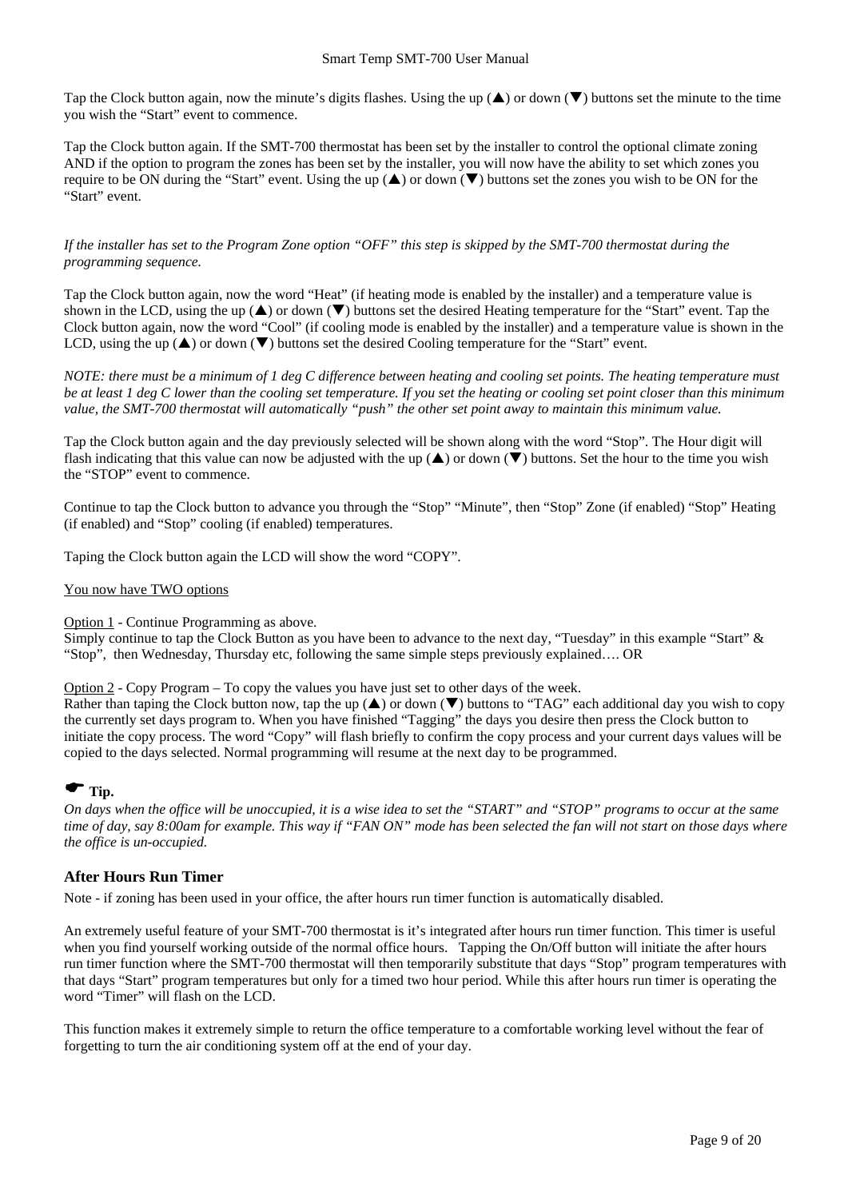Tap the Clock button again, now the minute's digits flashes. Using the up (▲) or down (▼) buttons set the minute to the time you wish the "Start" event to commence.

Tap the Clock button again. If the SMT-700 thermostat has been set by the installer to control the optional climate zoning AND if the option to program the zones has been set by the installer, you will now have the ability to set which zones you require to be ON during the "Start" event. Using the up (▲) or down (▼) buttons set the zones you wish to be ON for the "Start" event.

*If the installer has set to the Program Zone option "OFF" this step is skipped by the SMT-700 thermostat during the programming sequence.*

Tap the Clock button again, now the word "Heat" (if heating mode is enabled by the installer) and a temperature value is shown in the LCD, using the up (▲) or down (▼) buttons set the desired Heating temperature for the "Start" event. Tap the Clock button again, now the word "Cool" (if cooling mode is enabled by the installer) and a temperature value is shown in the LCD, using the up (▲) or down (▼) buttons set the desired Cooling temperature for the "Start" event.

*NOTE: there must be a minimum of 1 deg C difference between heating and cooling set points. The heating temperature must be at least 1 deg C lower than the cooling set temperature. If you set the heating or cooling set point closer than this minimum value, the SMT-700 thermostat will automatically "push" the other set point away to maintain this minimum value.*

Tap the Clock button again and the day previously selected will be shown along with the word "Stop". The Hour digit will flash indicating that this value can now be adjusted with the up (▲) or down (▼) buttons. Set the hour to the time you wish the "STOP" event to commence.

Continue to tap the Clock button to advance you through the "Stop" "Minute", then "Stop" Zone (if enabled) "Stop" Heating (if enabled) and "Stop" cooling (if enabled) temperatures.

Taping the Clock button again the LCD will show the word "COPY".

<u>You now have TWO options</u>

<u>Option 1</u> - Continue Programming as above.
Simply continue to tap the Clock Button as you have been to advance to the next day, "Tuesday" in this example "Start" & "Stop", then Wednesday, Thursday etc, following the same simple steps previously explained…. OR

<u>Option 2</u> - Copy Program – To copy the values you have just set to other days of the week.
Rather than taping the Clock button now, tap the up (▲) or down (▼) buttons to "TAG" each additional day you wish to copy the currently set days program to. When you have finished "Tagging" the days you desire then press the Clock button to initiate the copy process. The word "Copy" will flash briefly to confirm the copy process and your current days values will be copied to the days selected. Normal programming will resume at the next day to be programmed.

☛ **Tip.**
*On days when the office will be unoccupied, it is a wise idea to set the "START" and "STOP" programs to occur at the same time of day, say 8:00am for example. This way if "FAN ON" mode has been selected the fan will not start on those days where the office is un-occupied.*

## After Hours Run Timer

Note - if zoning has been used in your office, the after hours run timer function is automatically disabled.

An extremely useful feature of your SMT-700 thermostat is it's integrated after hours run timer function. This timer is useful when you find yourself working outside of the normal office hours. Tapping the On/Off button will initiate the after hours run timer function where the SMT-700 thermostat will then temporarily substitute that days "Stop" program temperatures with that days "Start" program temperatures but only for a timed two hour period. While this after hours run timer is operating the word "Timer" will flash on the LCD.

This function makes it extremely simple to return the office temperature to a comfortable working level without the fear of forgetting to turn the air conditioning system off at the end of your day.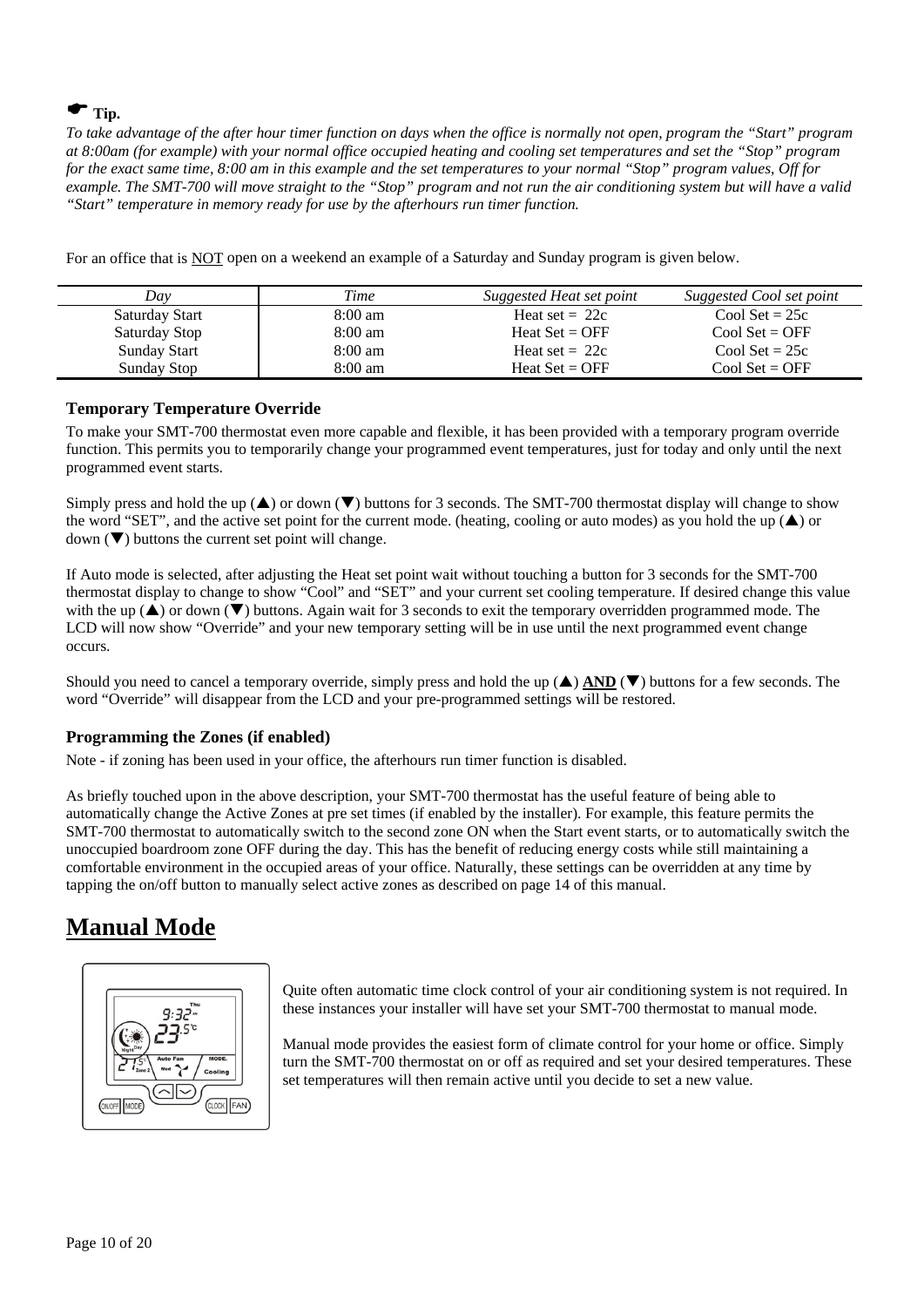☛ **Tip.**

*To take advantage of the after hour timer function on days when the office is normally not open, program the "Start" program at 8:00am (for example) with your normal office occupied heating and cooling set temperatures and set the "Stop" program for the exact same time, 8:00 am in this example and the set temperatures to your normal "Stop" program values, Off for example. The SMT-700 will move straight to the "Stop" program and not run the air conditioning system but will have a valid "Start" temperature in memory ready for use by the afterhours run timer function.*

For an office that is NOT open on a weekend an example of a Saturday and Sunday program is given below.

| *Day* | *Time* | *Suggested Heat set point* | *Suggested Cool set point* |
|---|---|---|---|
| Saturday Start | 8:00 am | Heat set = 22c | Cool Set = 25c |
| Saturday Stop | 8:00 am | Heat Set = OFF | Cool Set = OFF |
| Sunday Start | 8:00 am | Heat set = 22c | Cool Set = 25c |
| Sunday Stop | 8:00 am | Heat Set = OFF | Cool Set = OFF |

### Temporary Temperature Override

To make your SMT-700 thermostat even more capable and flexible, it has been provided with a temporary program override function. This permits you to temporarily change your programmed event temperatures, just for today and only until the next programmed event starts.

Simply press and hold the up (▲) or down (▼) buttons for 3 seconds. The SMT-700 thermostat display will change to show the word "SET", and the active set point for the current mode. (heating, cooling or auto modes) as you hold the up (▲) or down (▼) buttons the current set point will change.

If Auto mode is selected, after adjusting the Heat set point wait without touching a button for 3 seconds for the SMT-700 thermostat display to change to show "Cool" and "SET" and your current set cooling temperature. If desired change this value with the up (▲) or down (▼) buttons. Again wait for 3 seconds to exit the temporary overridden programmed mode. The LCD will now show "Override" and your new temporary setting will be in use until the next programmed event change occurs.

Should you need to cancel a temporary override, simply press and hold the up (▲) **AND** (▼) buttons for a few seconds. The word "Override" will disappear from the LCD and your pre-programmed settings will be restored.

### Programming the Zones (if enabled)

Note - if zoning has been used in your office, the afterhours run timer function is disabled.

As briefly touched upon in the above description, your SMT-700 thermostat has the useful feature of being able to automatically change the Active Zones at pre set times (if enabled by the installer). For example, this feature permits the SMT-700 thermostat to automatically switch to the second zone ON when the Start event starts, or to automatically switch the unoccupied boardroom zone OFF during the day. This has the benefit of reducing energy costs while still maintaining a comfortable environment in the occupied areas of your office. Naturally, these settings can be overridden at any time by tapping the on/off button to manually select active zones as described on page 14 of this manual.

## Manual Mode

Quite often automatic time clock control of your air conditioning system is not required. In these instances your installer will have set your SMT-700 thermostat to manual mode.

Manual mode provides the easiest form of climate control for your home or office. Simply turn the SMT-700 thermostat on or off as required and set your desired temperatures. These set temperatures will then remain active until you decide to set a new value.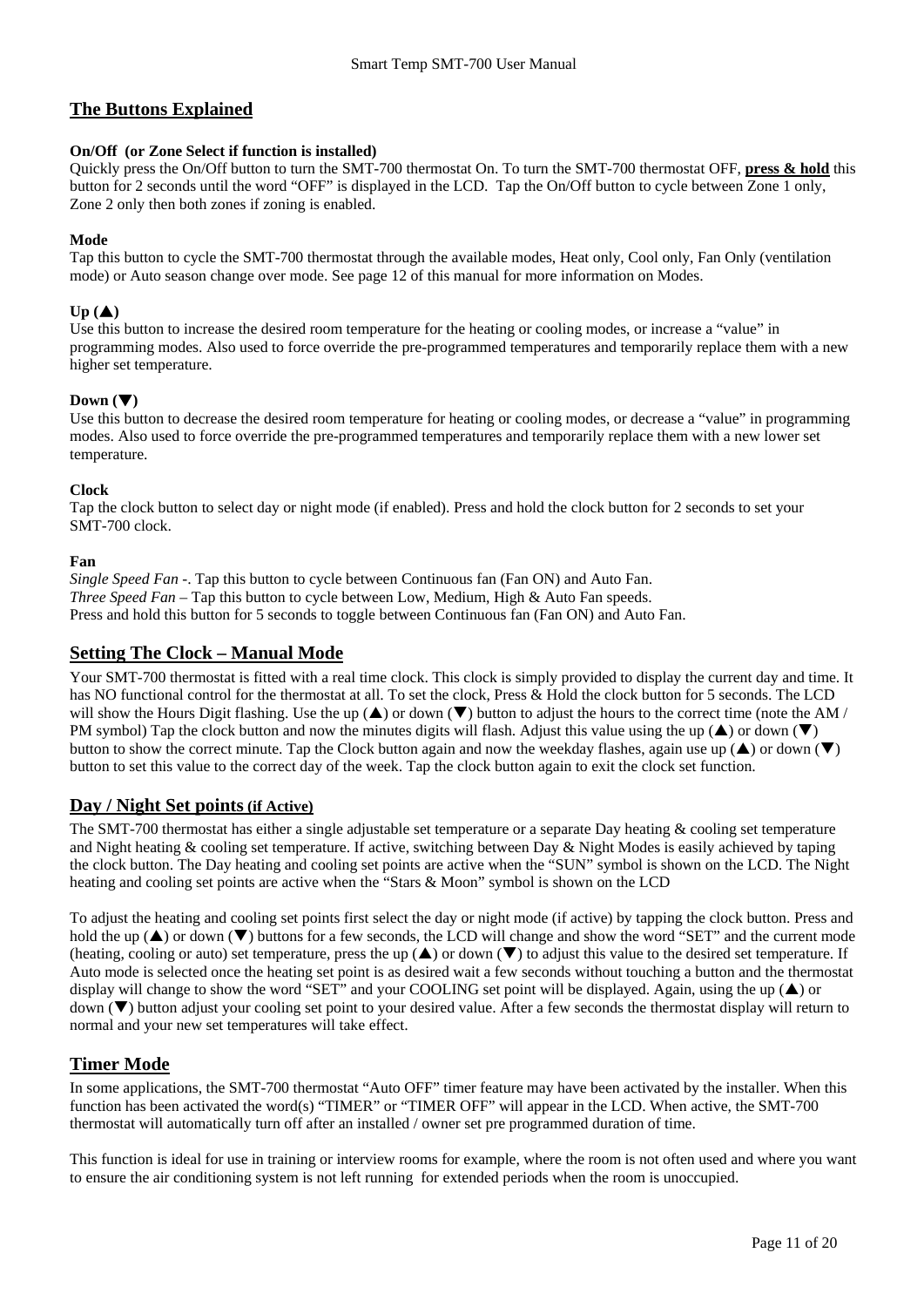## The Buttons Explained

**On/Off (or Zone Select if function is installed)**
Quickly press the On/Off button to turn the SMT-700 thermostat On. To turn the SMT-700 thermostat OFF, **press & hold** this button for 2 seconds until the word "OFF" is displayed in the LCD. Tap the On/Off button to cycle between Zone 1 only, Zone 2 only then both zones if zoning is enabled.

**Mode**
Tap this button to cycle the SMT-700 thermostat through the available modes, Heat only, Cool only, Fan Only (ventilation mode) or Auto season change over mode. See page 12 of this manual for more information on Modes.

**Up (▲)**
Use this button to increase the desired room temperature for the heating or cooling modes, or increase a "value" in programming modes. Also used to force override the pre-programmed temperatures and temporarily replace them with a new higher set temperature.

**Down (▼)**
Use this button to decrease the desired room temperature for heating or cooling modes, or decrease a "value" in programming modes. Also used to force override the pre-programmed temperatures and temporarily replace them with a new lower set temperature.

**Clock**
Tap the clock button to select day or night mode (if enabled). Press and hold the clock button for 2 seconds to set your SMT-700 clock.

**Fan**
*Single Speed Fan* -. Tap this button to cycle between Continuous fan (Fan ON) and Auto Fan.
*Three Speed Fan* – Tap this button to cycle between Low, Medium, High & Auto Fan speeds.
Press and hold this button for 5 seconds to toggle between Continuous fan (Fan ON) and Auto Fan.

## Setting The Clock – Manual Mode

Your SMT-700 thermostat is fitted with a real time clock. This clock is simply provided to display the current day and time. It has NO functional control for the thermostat at all. To set the clock, Press & Hold the clock button for 5 seconds. The LCD will show the Hours Digit flashing. Use the up (▲) or down (▼) button to adjust the hours to the correct time (note the AM / PM symbol) Tap the clock button and now the minutes digits will flash. Adjust this value using the up (▲) or down (▼) button to show the correct minute. Tap the Clock button again and now the weekday flashes, again use up (▲) or down (▼) button to set this value to the correct day of the week. Tap the clock button again to exit the clock set function.

## Day / Night Set points (if Active)

The SMT-700 thermostat has either a single adjustable set temperature or a separate Day heating & cooling set temperature and Night heating & cooling set temperature. If active, switching between Day & Night Modes is easily achieved by taping the clock button. The Day heating and cooling set points are active when the "SUN" symbol is shown on the LCD. The Night heating and cooling set points are active when the "Stars & Moon" symbol is shown on the LCD

To adjust the heating and cooling set points first select the day or night mode (if active) by tapping the clock button. Press and hold the up (▲) or down (▼) buttons for a few seconds, the LCD will change and show the word "SET" and the current mode (heating, cooling or auto) set temperature, press the up (▲) or down (▼) to adjust this value to the desired set temperature. If Auto mode is selected once the heating set point is as desired wait a few seconds without touching a button and the thermostat display will change to show the word "SET" and your COOLING set point will be displayed. Again, using the up (▲) or down (▼) button adjust your cooling set point to your desired value. After a few seconds the thermostat display will return to normal and your new set temperatures will take effect.

## Timer Mode

In some applications, the SMT-700 thermostat "Auto OFF" timer feature may have been activated by the installer. When this function has been activated the word(s) "TIMER" or "TIMER OFF" will appear in the LCD. When active, the SMT-700 thermostat will automatically turn off after an installed / owner set pre programmed duration of time.

This function is ideal for use in training or interview rooms for example, where the room is not often used and where you want to ensure the air conditioning system is not left running for extended periods when the room is unoccupied.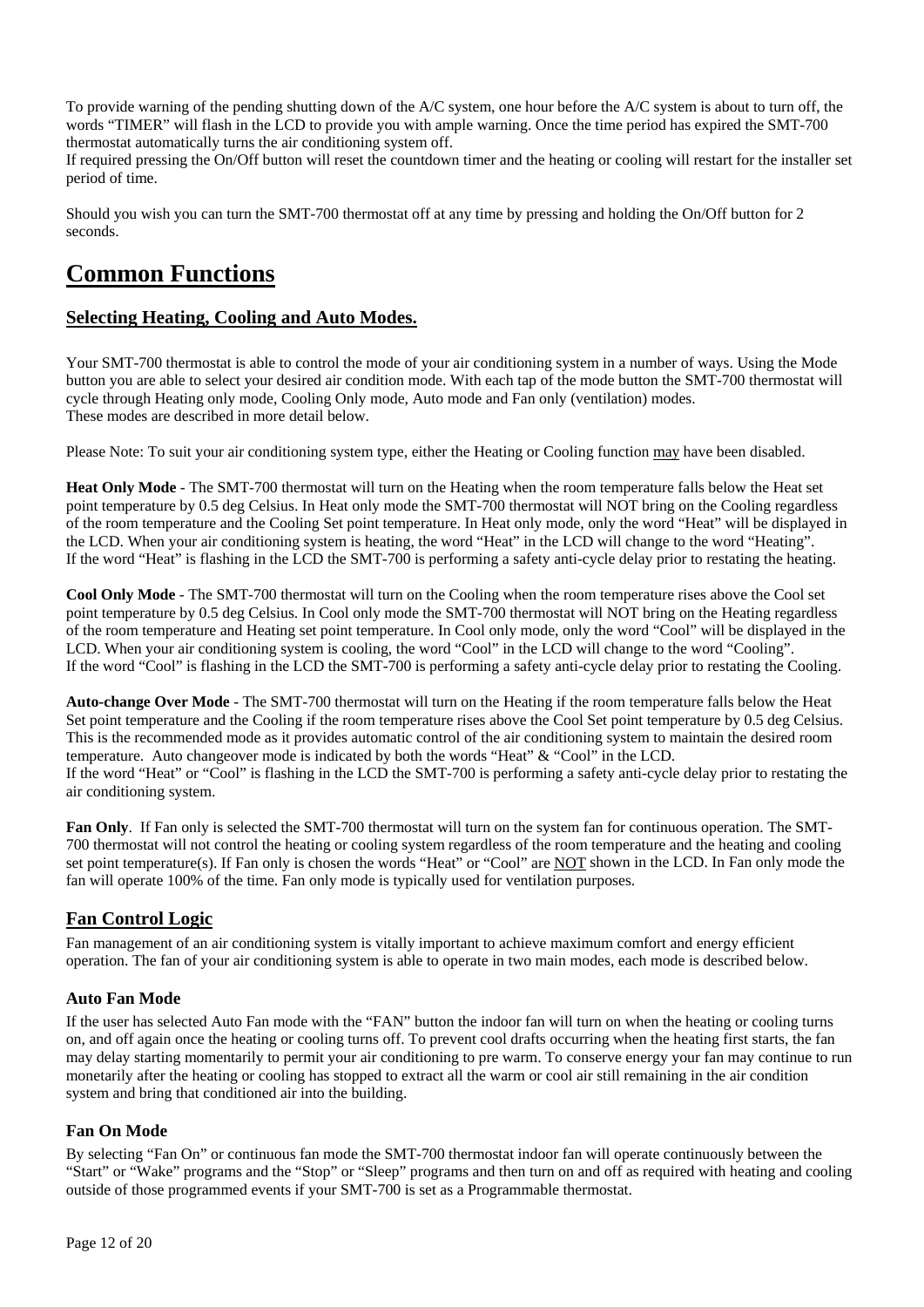To provide warning of the pending shutting down of the A/C system, one hour before the A/C system is about to turn off, the words "TIMER" will flash in the LCD to provide you with ample warning. Once the time period has expired the SMT-700 thermostat automatically turns the air conditioning system off.
If required pressing the On/Off button will reset the countdown timer and the heating or cooling will restart for the installer set period of time.

Should you wish you can turn the SMT-700 thermostat off at any time by pressing and holding the On/Off button for 2 seconds.

# Common Functions

## Selecting Heating, Cooling and Auto Modes.

Your SMT-700 thermostat is able to control the mode of your air conditioning system in a number of ways. Using the Mode button you are able to select your desired air condition mode. With each tap of the mode button the SMT-700 thermostat will cycle through Heating only mode, Cooling Only mode, Auto mode and Fan only (ventilation) modes.
These modes are described in more detail below.

Please Note: To suit your air conditioning system type, either the Heating or Cooling function may have been disabled.

**Heat Only Mode** - The SMT-700 thermostat will turn on the Heating when the room temperature falls below the Heat set point temperature by 0.5 deg Celsius. In Heat only mode the SMT-700 thermostat will NOT bring on the Cooling regardless of the room temperature and the Cooling Set point temperature. In Heat only mode, only the word "Heat" will be displayed in the LCD. When your air conditioning system is heating, the word "Heat" in the LCD will change to the word "Heating".
If the word "Heat" is flashing in the LCD the SMT-700 is performing a safety anti-cycle delay prior to restating the heating.

**Cool Only Mode** - The SMT-700 thermostat will turn on the Cooling when the room temperature rises above the Cool set point temperature by 0.5 deg Celsius. In Cool only mode the SMT-700 thermostat will NOT bring on the Heating regardless of the room temperature and Heating set point temperature. In Cool only mode, only the word "Cool" will be displayed in the LCD. When your air conditioning system is cooling, the word "Cool" in the LCD will change to the word "Cooling".
If the word "Cool" is flashing in the LCD the SMT-700 is performing a safety anti-cycle delay prior to restating the Cooling.

**Auto-change Over Mode** - The SMT-700 thermostat will turn on the Heating if the room temperature falls below the Heat Set point temperature and the Cooling if the room temperature rises above the Cool Set point temperature by 0.5 deg Celsius. This is the recommended mode as it provides automatic control of the air conditioning system to maintain the desired room temperature. Auto changeover mode is indicated by both the words "Heat" & "Cool" in the LCD.
If the word "Heat" or "Cool" is flashing in the LCD the SMT-700 is performing a safety anti-cycle delay prior to restating the air conditioning system.

**Fan Only**. If Fan only is selected the SMT-700 thermostat will turn on the system fan for continuous operation. The SMT-700 thermostat will not control the heating or cooling system regardless of the room temperature and the heating and cooling set point temperature(s). If Fan only is chosen the words "Heat" or "Cool" are NOT shown in the LCD. In Fan only mode the fan will operate 100% of the time. Fan only mode is typically used for ventilation purposes.

## Fan Control Logic

Fan management of an air conditioning system is vitally important to achieve maximum comfort and energy efficient operation. The fan of your air conditioning system is able to operate in two main modes, each mode is described below.

### Auto Fan Mode

If the user has selected Auto Fan mode with the "FAN" button the indoor fan will turn on when the heating or cooling turns on, and off again once the heating or cooling turns off. To prevent cool drafts occurring when the heating first starts, the fan may delay starting momentarily to permit your air conditioning to pre warm. To conserve energy your fan may continue to run monetarily after the heating or cooling has stopped to extract all the warm or cool air still remaining in the air condition system and bring that conditioned air into the building.

### Fan On Mode

By selecting "Fan On" or continuous fan mode the SMT-700 thermostat indoor fan will operate continuously between the "Start" or "Wake" programs and the "Stop" or "Sleep" programs and then turn on and off as required with heating and cooling outside of those programmed events if your SMT-700 is set as a Programmable thermostat.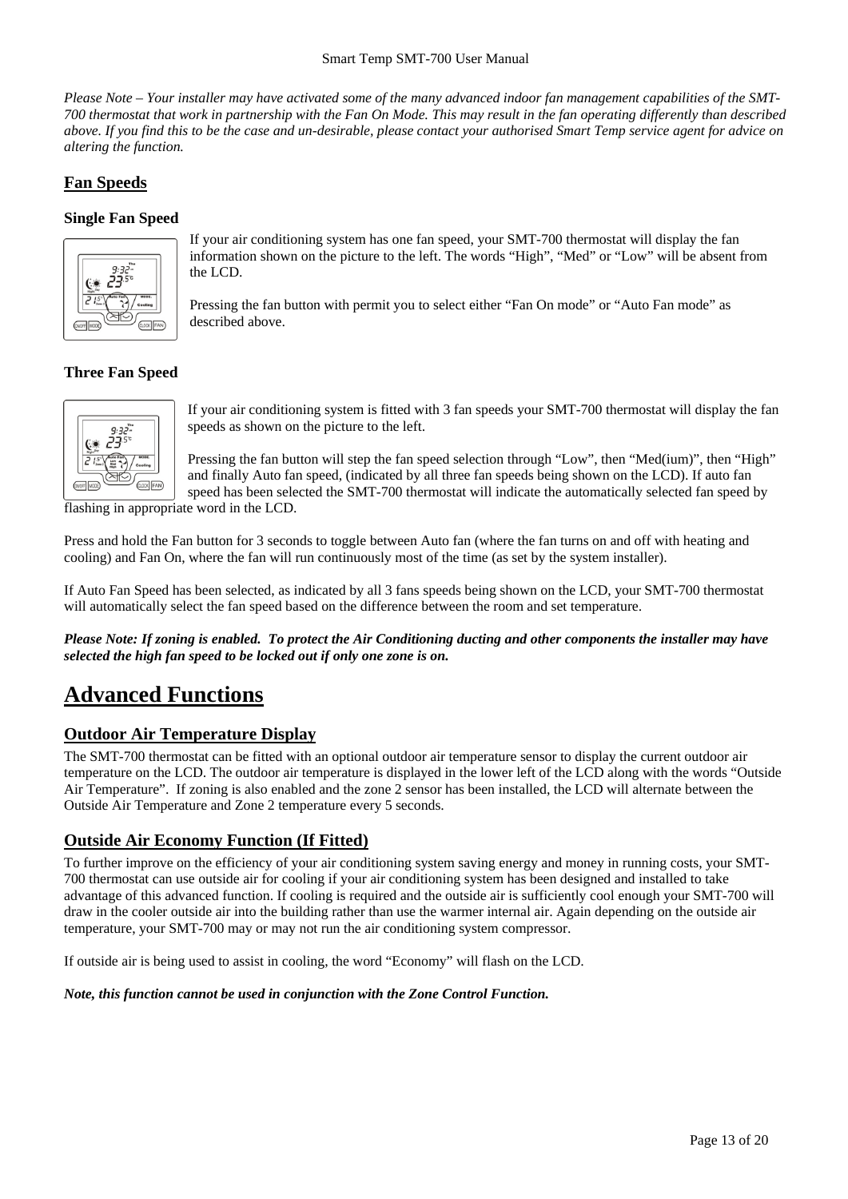*Please Note – Your installer may have activated some of the many advanced indoor fan management capabilities of the SMT-700 thermostat that work in partnership with the Fan On Mode. This may result in the fan operating differently than described above. If you find this to be the case and un-desirable, please contact your authorised Smart Temp service agent for advice on altering the function.*

## Fan Speeds

### Single Fan Speed

If your air conditioning system has one fan speed, your SMT-700 thermostat will display the fan information shown on the picture to the left. The words "High", "Med" or "Low" will be absent from the LCD.

Pressing the fan button with permit you to select either "Fan On mode" or "Auto Fan mode" as described above.

### Three Fan Speed

If your air conditioning system is fitted with 3 fan speeds your SMT-700 thermostat will display the fan speeds as shown on the picture to the left.

Pressing the fan button will step the fan speed selection through "Low", then "Med(ium)", then "High" and finally Auto fan speed, (indicated by all three fan speeds being shown on the LCD). If auto fan speed has been selected the SMT-700 thermostat will indicate the automatically selected fan speed by flashing in appropriate word in the LCD.

Press and hold the Fan button for 3 seconds to toggle between Auto fan (where the fan turns on and off with heating and cooling) and Fan On, where the fan will run continuously most of the time (as set by the system installer).

If Auto Fan Speed has been selected, as indicated by all 3 fans speeds being shown on the LCD, your SMT-700 thermostat will automatically select the fan speed based on the difference between the room and set temperature.

***Please Note: If zoning is enabled. To protect the Air Conditioning ducting and other components the installer may have selected the high fan speed to be locked out if only one zone is on.***

# Advanced Functions

## Outdoor Air Temperature Display

The SMT-700 thermostat can be fitted with an optional outdoor air temperature sensor to display the current outdoor air temperature on the LCD. The outdoor air temperature is displayed in the lower left of the LCD along with the words "Outside Air Temperature". If zoning is also enabled and the zone 2 sensor has been installed, the LCD will alternate between the Outside Air Temperature and Zone 2 temperature every 5 seconds.

## Outside Air Economy Function (If Fitted)

To further improve on the efficiency of your air conditioning system saving energy and money in running costs, your SMT-700 thermostat can use outside air for cooling if your air conditioning system has been designed and installed to take advantage of this advanced function. If cooling is required and the outside air is sufficiently cool enough your SMT-700 will draw in the cooler outside air into the building rather than use the warmer internal air. Again depending on the outside air temperature, your SMT-700 may or may not run the air conditioning system compressor.

If outside air is being used to assist in cooling, the word "Economy" will flash on the LCD.

***Note, this function cannot be used in conjunction with the Zone Control Function.***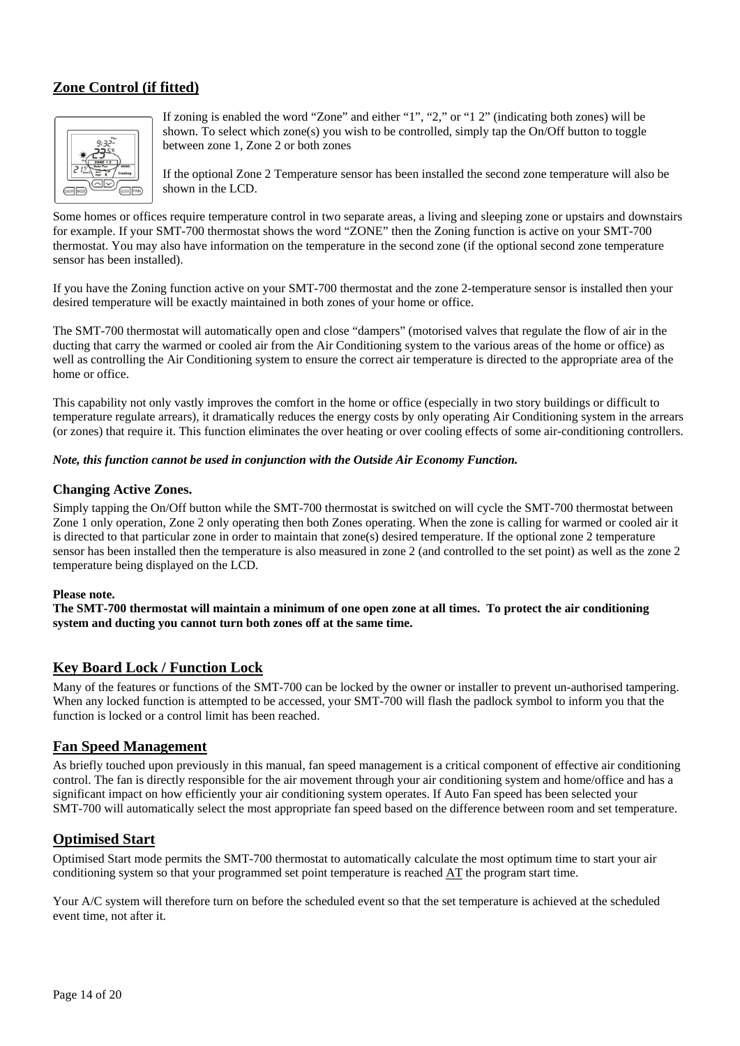## Zone Control (if fitted)

If zoning is enabled the word “Zone” and either “1”, “2,” or “1 2” (indicating both zones) will be shown. To select which zone(s) you wish to be controlled, simply tap the On/Off button to toggle between zone 1, Zone 2 or both zones

If the optional Zone 2 Temperature sensor has been installed the second zone temperature will also be shown in the LCD.

Some homes or offices require temperature control in two separate areas, a living and sleeping zone or upstairs and downstairs for example. If your SMT-700 thermostat shows the word “ZONE” then the Zoning function is active on your SMT-700 thermostat. You may also have information on the temperature in the second zone (if the optional second zone temperature sensor has been installed).

If you have the Zoning function active on your SMT-700 thermostat and the zone 2-temperature sensor is installed then your desired temperature will be exactly maintained in both zones of your home or office.

The SMT-700 thermostat will automatically open and close “dampers” (motorised valves that regulate the flow of air in the ducting that carry the warmed or cooled air from the Air Conditioning system to the various areas of the home or office) as well as controlling the Air Conditioning system to ensure the correct air temperature is directed to the appropriate area of the home or office.

This capability not only vastly improves the comfort in the home or office (especially in two story buildings or difficult to temperature regulate arrears), it dramatically reduces the energy costs by only operating Air Conditioning system in the arrears (or zones) that require it. This function eliminates the over heating or over cooling effects of some air-conditioning controllers.

***Note, this function cannot be used in conjunction with the Outside Air Economy Function.***

### Changing Active Zones.

Simply tapping the On/Off button while the SMT-700 thermostat is switched on will cycle the SMT-700 thermostat between Zone 1 only operation, Zone 2 only operating then both Zones operating. When the zone is calling for warmed or cooled air it is directed to that particular zone in order to maintain that zone(s) desired temperature. If the optional zone 2 temperature sensor has been installed then the temperature is also measured in zone 2 (and controlled to the set point) as well as the zone 2 temperature being displayed on the LCD.

**Please note.**
**The SMT-700 thermostat will maintain a minimum of one open zone at all times. To protect the air conditioning system and ducting you cannot turn both zones off at the same time.**

## Key Board Lock / Function Lock

Many of the features or functions of the SMT-700 can be locked by the owner or installer to prevent un-authorised tampering. When any locked function is attempted to be accessed, your SMT-700 will flash the padlock symbol to inform you that the function is locked or a control limit has been reached.

## Fan Speed Management

As briefly touched upon previously in this manual, fan speed management is a critical component of effective air conditioning control. The fan is directly responsible for the air movement through your air conditioning system and home/office and has a significant impact on how efficiently your air conditioning system operates. If Auto Fan speed has been selected your SMT-700 will automatically select the most appropriate fan speed based on the difference between room and set temperature.

## Optimised Start

Optimised Start mode permits the SMT-700 thermostat to automatically calculate the most optimum time to start your air conditioning system so that your programmed set point temperature is reached AT the program start time.

Your A/C system will therefore turn on before the scheduled event so that the set temperature is achieved at the scheduled event time, not after it.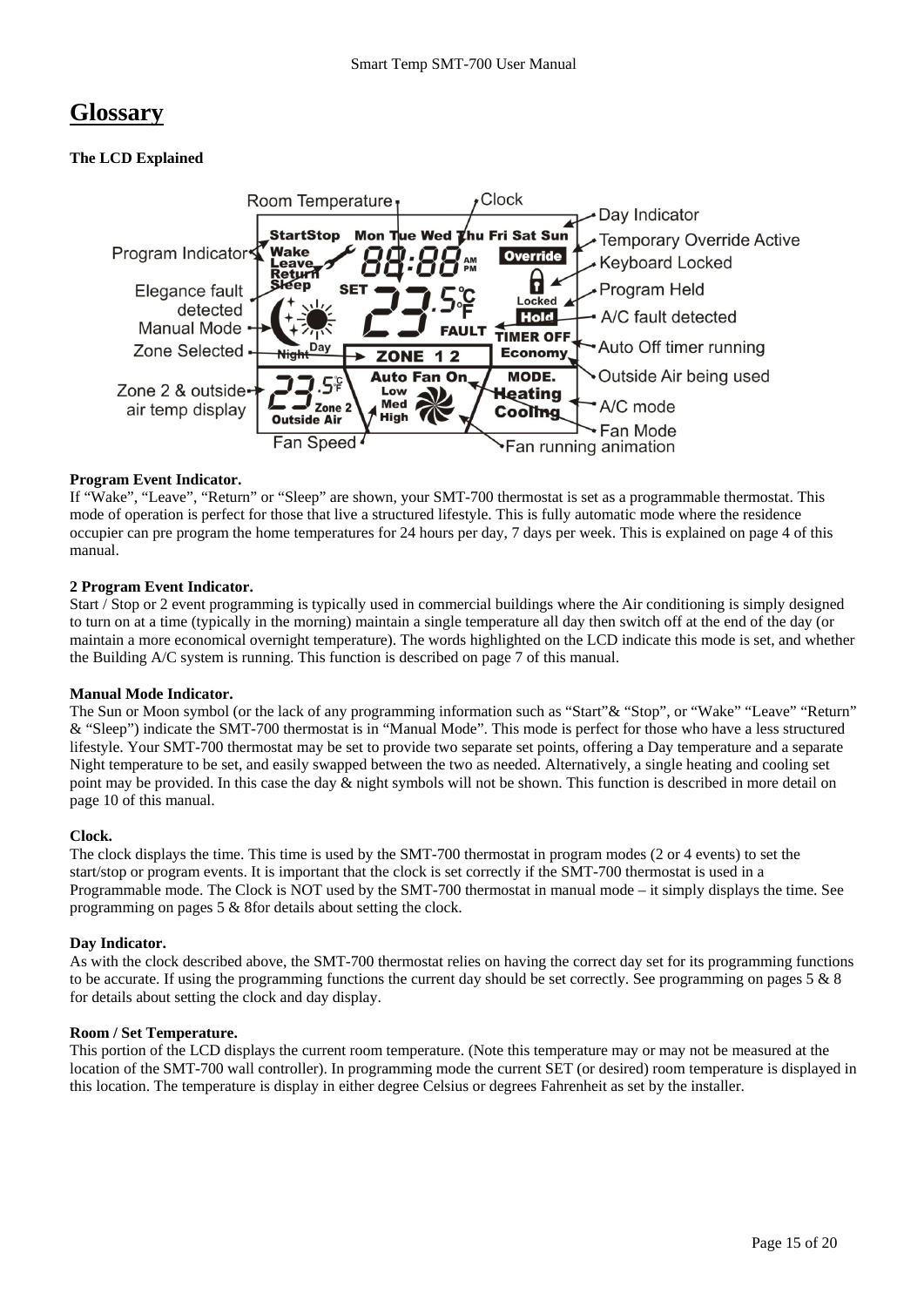# Glossary

**The LCD Explained**

**Program Event Indicator.**
If “Wake”, “Leave”, “Return” or “Sleep” are shown, your SMT-700 thermostat is set as a programmable thermostat. This mode of operation is perfect for those that live a structured lifestyle. This is fully automatic mode where the residence occupier can pre program the home temperatures for 24 hours per day, 7 days per week. This is explained on page 4 of this manual.

**2 Program Event Indicator.**
Start / Stop or 2 event programming is typically used in commercial buildings where the Air conditioning is simply designed to turn on at a time (typically in the morning) maintain a single temperature all day then switch off at the end of the day (or maintain a more economical overnight temperature). The words highlighted on the LCD indicate this mode is set, and whether the Building A/C system is running. This function is described on page 7 of this manual.

**Manual Mode Indicator.**
The Sun or Moon symbol (or the lack of any programming information such as “Start”& “Stop”, or “Wake” “Leave” “Return” & “Sleep”) indicate the SMT-700 thermostat is in “Manual Mode”. This mode is perfect for those who have a less structured lifestyle. Your SMT-700 thermostat may be set to provide two separate set points, offering a Day temperature and a separate Night temperature to be set, and easily swapped between the two as needed. Alternatively, a single heating and cooling set point may be provided. In this case the day & night symbols will not be shown. This function is described in more detail on page 10 of this manual.

**Clock.**
The clock displays the time. This time is used by the SMT-700 thermostat in program modes (2 or 4 events) to set the start/stop or program events. It is important that the clock is set correctly if the SMT-700 thermostat is used in a Programmable mode. The Clock is NOT used by the SMT-700 thermostat in manual mode – it simply displays the time. See programming on pages 5 & 8for details about setting the clock.

**Day Indicator.**
As with the clock described above, the SMT-700 thermostat relies on having the correct day set for its programming functions to be accurate. If using the programming functions the current day should be set correctly. See programming on pages 5 & 8 for details about setting the clock and day display.

**Room / Set Temperature.**
This portion of the LCD displays the current room temperature. (Note this temperature may or may not be measured at the location of the SMT-700 wall controller). In programming mode the current SET (or desired) room temperature is displayed in this location. The temperature is display in either degree Celsius or degrees Fahrenheit as set by the installer.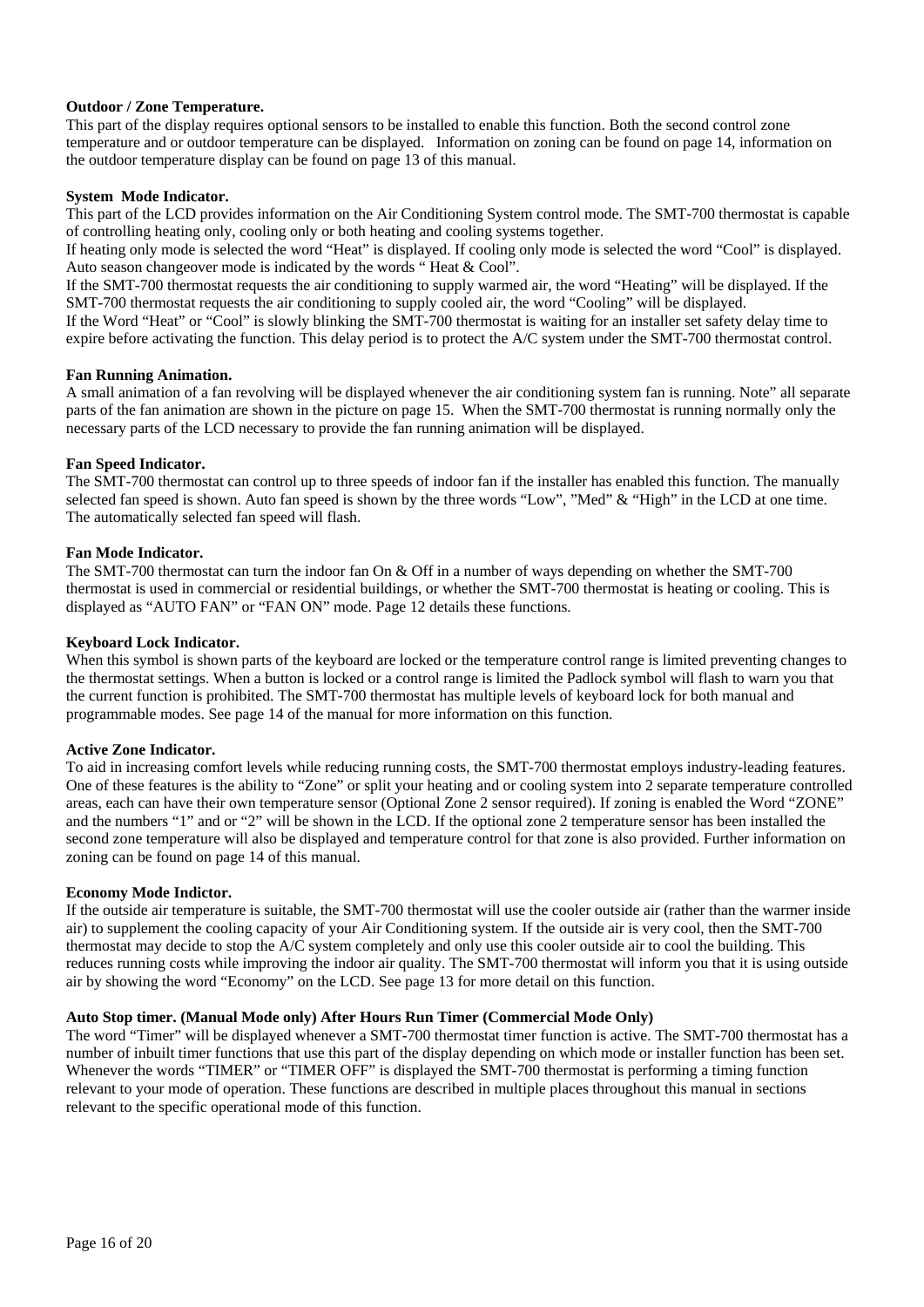**Outdoor / Zone Temperature.**
This part of the display requires optional sensors to be installed to enable this function. Both the second control zone temperature and or outdoor temperature can be displayed. Information on zoning can be found on page 14, information on the outdoor temperature display can be found on page 13 of this manual.

**System Mode Indicator.**
This part of the LCD provides information on the Air Conditioning System control mode. The SMT-700 thermostat is capable of controlling heating only, cooling only or both heating and cooling systems together.
If heating only mode is selected the word "Heat" is displayed. If cooling only mode is selected the word "Cool" is displayed. Auto season changeover mode is indicated by the words " Heat & Cool".
If the SMT-700 thermostat requests the air conditioning to supply warmed air, the word "Heating" will be displayed. If the SMT-700 thermostat requests the air conditioning to supply cooled air, the word "Cooling" will be displayed.
If the Word "Heat" or "Cool" is slowly blinking the SMT-700 thermostat is waiting for an installer set safety delay time to expire before activating the function. This delay period is to protect the A/C system under the SMT-700 thermostat control.

**Fan Running Animation.**
A small animation of a fan revolving will be displayed whenever the air conditioning system fan is running. Note" all separate parts of the fan animation are shown in the picture on page 15. When the SMT-700 thermostat is running normally only the necessary parts of the LCD necessary to provide the fan running animation will be displayed.

**Fan Speed Indicator.**
The SMT-700 thermostat can control up to three speeds of indoor fan if the installer has enabled this function. The manually selected fan speed is shown. Auto fan speed is shown by the three words "Low", "Med" & "High" in the LCD at one time. The automatically selected fan speed will flash.

**Fan Mode Indicator.**
The SMT-700 thermostat can turn the indoor fan On & Off in a number of ways depending on whether the SMT-700 thermostat is used in commercial or residential buildings, or whether the SMT-700 thermostat is heating or cooling. This is displayed as "AUTO FAN" or "FAN ON" mode. Page 12 details these functions.

**Keyboard Lock Indicator.**
When this symbol is shown parts of the keyboard are locked or the temperature control range is limited preventing changes to the thermostat settings. When a button is locked or a control range is limited the Padlock symbol will flash to warn you that the current function is prohibited. The SMT-700 thermostat has multiple levels of keyboard lock for both manual and programmable modes. See page 14 of the manual for more information on this function.

**Active Zone Indicator.**
To aid in increasing comfort levels while reducing running costs, the SMT-700 thermostat employs industry-leading features. One of these features is the ability to "Zone" or split your heating and or cooling system into 2 separate temperature controlled areas, each can have their own temperature sensor (Optional Zone 2 sensor required). If zoning is enabled the Word "ZONE" and the numbers "1" and or "2" will be shown in the LCD. If the optional zone 2 temperature sensor has been installed the second zone temperature will also be displayed and temperature control for that zone is also provided. Further information on zoning can be found on page 14 of this manual.

**Economy Mode Indictor.**
If the outside air temperature is suitable, the SMT-700 thermostat will use the cooler outside air (rather than the warmer inside air) to supplement the cooling capacity of your Air Conditioning system. If the outside air is very cool, then the SMT-700 thermostat may decide to stop the A/C system completely and only use this cooler outside air to cool the building. This reduces running costs while improving the indoor air quality. The SMT-700 thermostat will inform you that it is using outside air by showing the word "Economy" on the LCD. See page 13 for more detail on this function.

**Auto Stop timer. (Manual Mode only) After Hours Run Timer (Commercial Mode Only)**
The word "Timer" will be displayed whenever a SMT-700 thermostat timer function is active. The SMT-700 thermostat has a number of inbuilt timer functions that use this part of the display depending on which mode or installer function has been set. Whenever the words "TIMER" or "TIMER OFF" is displayed the SMT-700 thermostat is performing a timing function relevant to your mode of operation. These functions are described in multiple places throughout this manual in sections relevant to the specific operational mode of this function.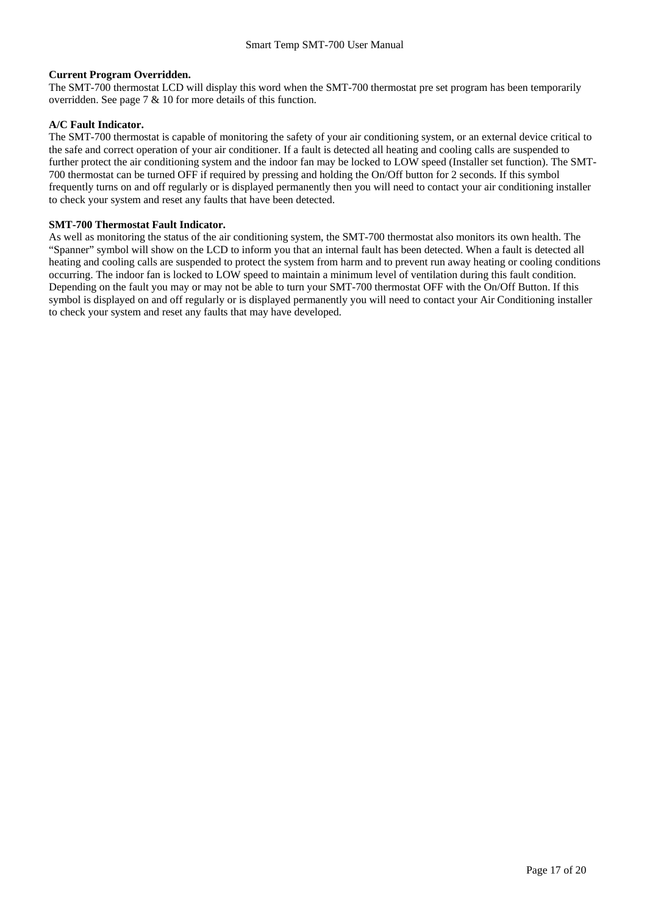**Current Program Overridden.**
The SMT-700 thermostat LCD will display this word when the SMT-700 thermostat pre set program has been temporarily overridden. See page 7 & 10 for more details of this function.

**A/C Fault Indicator.**
The SMT-700 thermostat is capable of monitoring the safety of your air conditioning system, or an external device critical to the safe and correct operation of your air conditioner. If a fault is detected all heating and cooling calls are suspended to further protect the air conditioning system and the indoor fan may be locked to LOW speed (Installer set function). The SMT-700 thermostat can be turned OFF if required by pressing and holding the On/Off button for 2 seconds. If this symbol frequently turns on and off regularly or is displayed permanently then you will need to contact your air conditioning installer to check your system and reset any faults that have been detected.

**SMT-700 Thermostat Fault Indicator.**
As well as monitoring the status of the air conditioning system, the SMT-700 thermostat also monitors its own health. The "Spanner" symbol will show on the LCD to inform you that an internal fault has been detected. When a fault is detected all heating and cooling calls are suspended to protect the system from harm and to prevent run away heating or cooling conditions occurring. The indoor fan is locked to LOW speed to maintain a minimum level of ventilation during this fault condition. Depending on the fault you may or may not be able to turn your SMT-700 thermostat OFF with the On/Off Button. If this symbol is displayed on and off regularly or is displayed permanently you will need to contact your Air Conditioning installer to check your system and reset any faults that may have developed.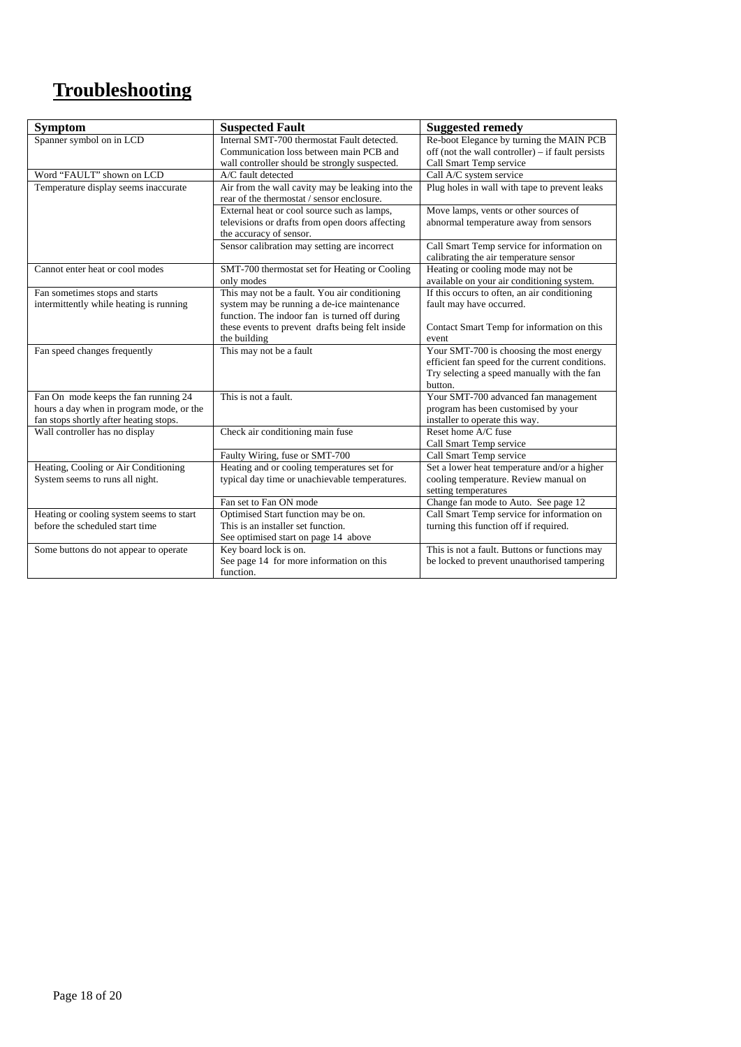# Troubleshooting

| Symptom | Suspected Fault | Suggested remedy |
|---|---|---|
| Spanner symbol on in LCD | Internal SMT-700 thermostat Fault detected. Communication loss between main PCB and wall controller should be strongly suspected. | Re-boot Elegance by turning the MAIN PCB off (not the wall controller) – if fault persists Call Smart Temp service |
| Word "FAULT" shown on LCD | A/C fault detected | Call A/C system service |
| Temperature display seems inaccurate | Air from the wall cavity may be leaking into the rear of the thermostat / sensor enclosure. | Plug holes in wall with tape to prevent leaks |
| | External heat or cool source such as lamps, televisions or drafts from open doors affecting the accuracy of sensor. | Move lamps, vents or other sources of abnormal temperature away from sensors |
| | Sensor calibration may setting are incorrect | Call Smart Temp service for information on calibrating the air temperature sensor |
| Cannot enter heat or cool modes | SMT-700 thermostat set for Heating or Cooling only modes | Heating or cooling mode may not be available on your air conditioning system. |
| Fan sometimes stops and starts intermittently while heating is running | This may not be a fault. You air conditioning system may be running a de-ice maintenance function. The indoor fan is turned off during these events to prevent drafts being felt inside the building | If this occurs to often, an air conditioning fault may have occurred.<br><br>Contact Smart Temp for information on this event |
| Fan speed changes frequently | This may not be a fault | Your SMT-700 is choosing the most energy efficient fan speed for the current conditions. Try selecting a speed manually with the fan button. |
| Fan On mode keeps the fan running 24 hours a day when in program mode, or the fan stops shortly after heating stops. | This is not a fault. | Your SMT-700 advanced fan management program has been customised by your installer to operate this way. |
| Wall controller has no display | Check air conditioning main fuse | Reset home A/C fuse<br>Call Smart Temp service |
| | Faulty Wiring, fuse or SMT-700 | Call Smart Temp service |
| Heating, Cooling or Air Conditioning System seems to runs all night. | Heating and or cooling temperatures set for typical day time or unachievable temperatures. | Set a lower heat temperature and/or a higher cooling temperature. Review manual on setting temperatures |
| | Fan set to Fan ON mode | Change fan mode to Auto. See page 12 |
| Heating or cooling system seems to start before the scheduled start time | Optimised Start function may be on.<br>This is an installer set function.<br>See optimised start on page 14 above | Call Smart Temp service for information on turning this function off if required. |
| Some buttons do not appear to operate | Key board lock is on.<br>See page 14 for more information on this function. | This is not a fault. Buttons or functions may be locked to prevent unauthorised tampering |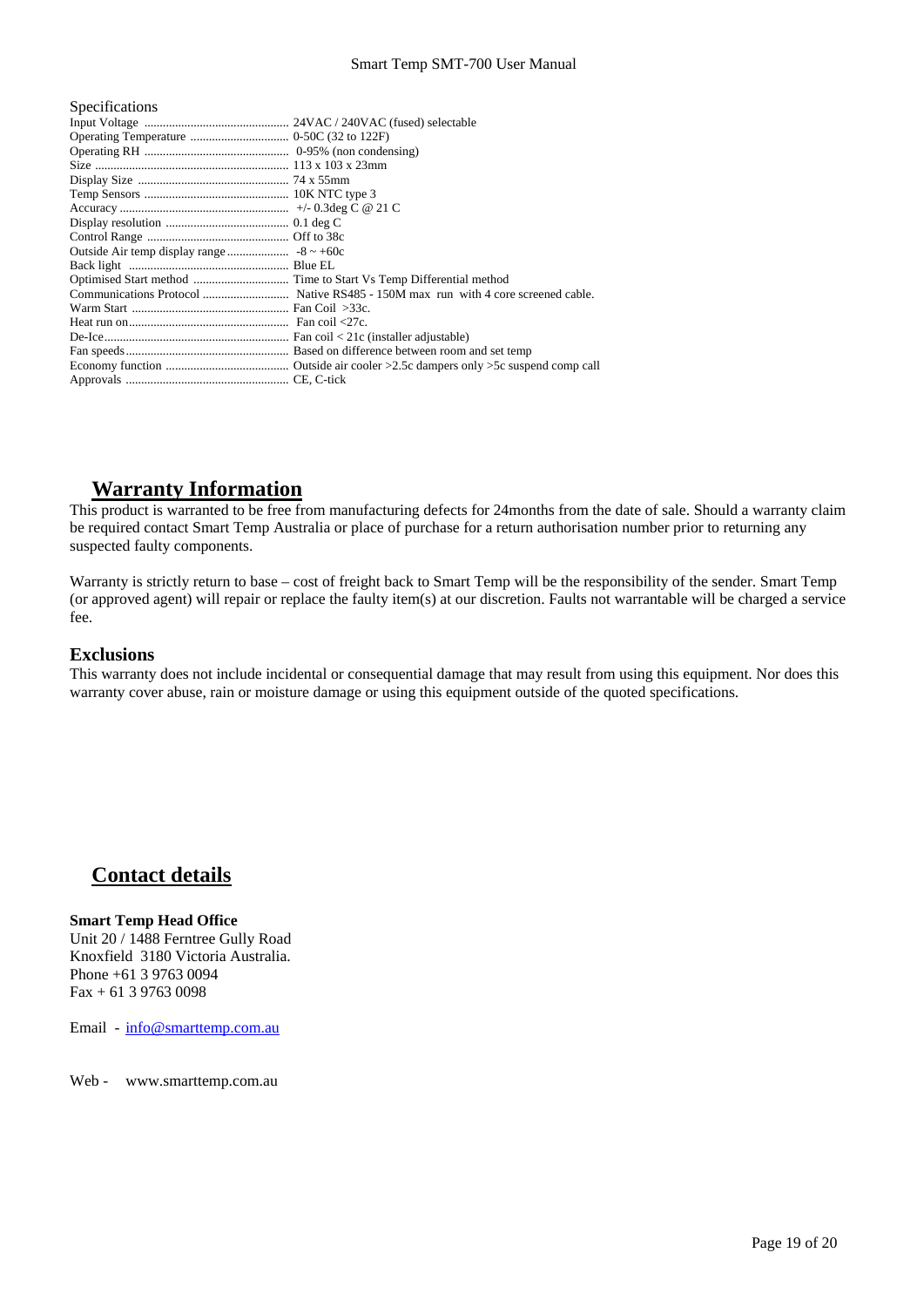Specifications

| | |
|---|---|
| Input Voltage | 24VAC / 240VAC (fused) selectable |
| Operating Temperature | 0-50C (32 to 122F) |
| Operating RH | 0-95% (non condensing) |
| Size | 113 x 103 x 23mm |
| Display Size | 74 x 55mm |
| Temp Sensors | 10K NTC type 3 |
| Accuracy | +/- 0.3deg C @ 21 C |
| Display resolution | 0.1 deg C |
| Control Range | Off to 38c |
| Outside Air temp display range | -8 ~ +60c |
| Back light | Blue EL |
| Optimised Start method | Time to Start Vs Temp Differential method |
| Communications Protocol | Native RS485 - 150M max run with 4 core screened cable. |
| Warm Start | Fan Coil >33c. |
| Heat run on | Fan coil <27c. |
| De-Ice | Fan coil < 21c (installer adjustable) |
| Fan speeds | Based on difference between room and set temp |
| Economy function | Outside air cooler >2.5c dampers only >5c suspend comp call |
| Approvals | CE, C-tick |

## Warranty Information

This product is warranted to be free from manufacturing defects for 24months from the date of sale. Should a warranty claim be required contact Smart Temp Australia or place of purchase for a return authorisation number prior to returning any suspected faulty components.

Warranty is strictly return to base – cost of freight back to Smart Temp will be the responsibility of the sender. Smart Temp (or approved agent) will repair or replace the faulty item(s) at our discretion. Faults not warrantable will be charged a service fee.

### Exclusions

This warranty does not include incidental or consequential damage that may result from using this equipment. Nor does this warranty cover abuse, rain or moisture damage or using this equipment outside of the quoted specifications.

## Contact details

**Smart Temp Head Office**
Unit 20 / 1488 Ferntree Gully Road
Knoxfield 3180 Victoria Australia.
Phone +61 3 9763 0094
Fax + 61 3 9763 0098

Email - info@smarttemp.com.au

Web - www.smarttemp.com.au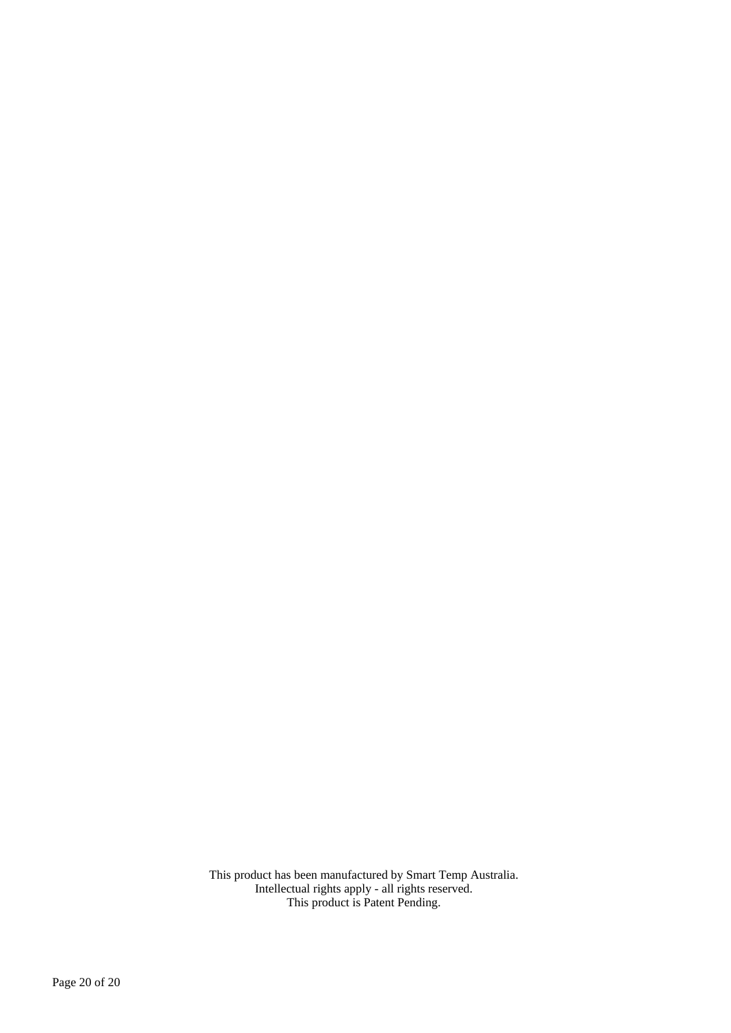This product has been manufactured by Smart Temp Australia.
Intellectual rights apply - all rights reserved.
This product is Patent Pending.